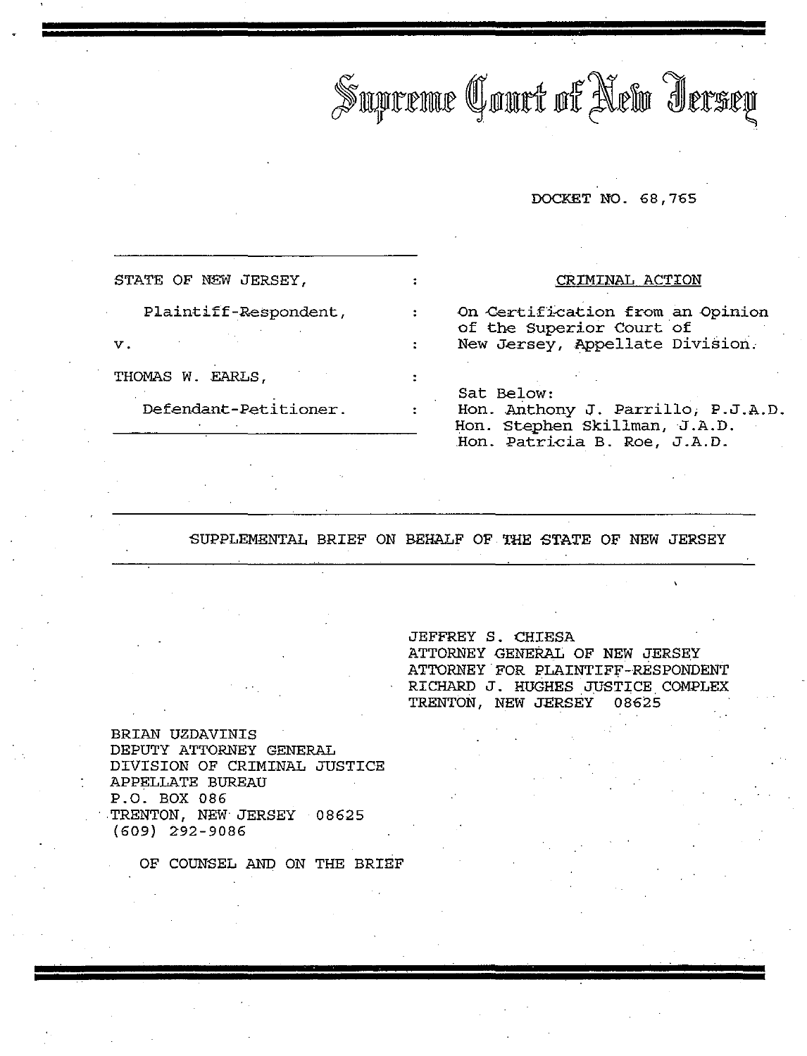# Supreme Court of New Jersey

DOCKET NO. 68,765

| | | |
|---|---|---|
| STATE OF NEW JERSEY, | : | CRIMINAL ACTION |
| Plaintiff-Respondent, | : | On Certification from an Opinion of the Superior Court of New Jersey, Appellate Division. |
| v. | : | |
| THOMAS W. EARLS, | : | Sat Below: |
| Defendant-Petitioner. | : | Hon. Anthony J. Parrillo, P.J.A.D.<br>Hon. Stephen Skillman, J.A.D.<br>Hon. Patricia B. Roe, J.A.D. |

## SUPPLEMENTAL BRIEF ON BEHALF OF THE STATE OF NEW JERSEY

JEFFREY S. CHIESA
ATTORNEY GENERAL OF NEW JERSEY
ATTORNEY FOR PLAINTIFF-RESPONDENT
RICHARD J. HUGHES JUSTICE COMPLEX
TRENTON, NEW JERSEY 08625

BRIAN UZDAVINIS
DEPUTY ATTORNEY GENERAL
DIVISION OF CRIMINAL JUSTICE
APPELLATE BUREAU
P.O. BOX 086
TRENTON, NEW JERSEY 08625
(609) 292-9086

OF COUNSEL AND ON THE BRIEF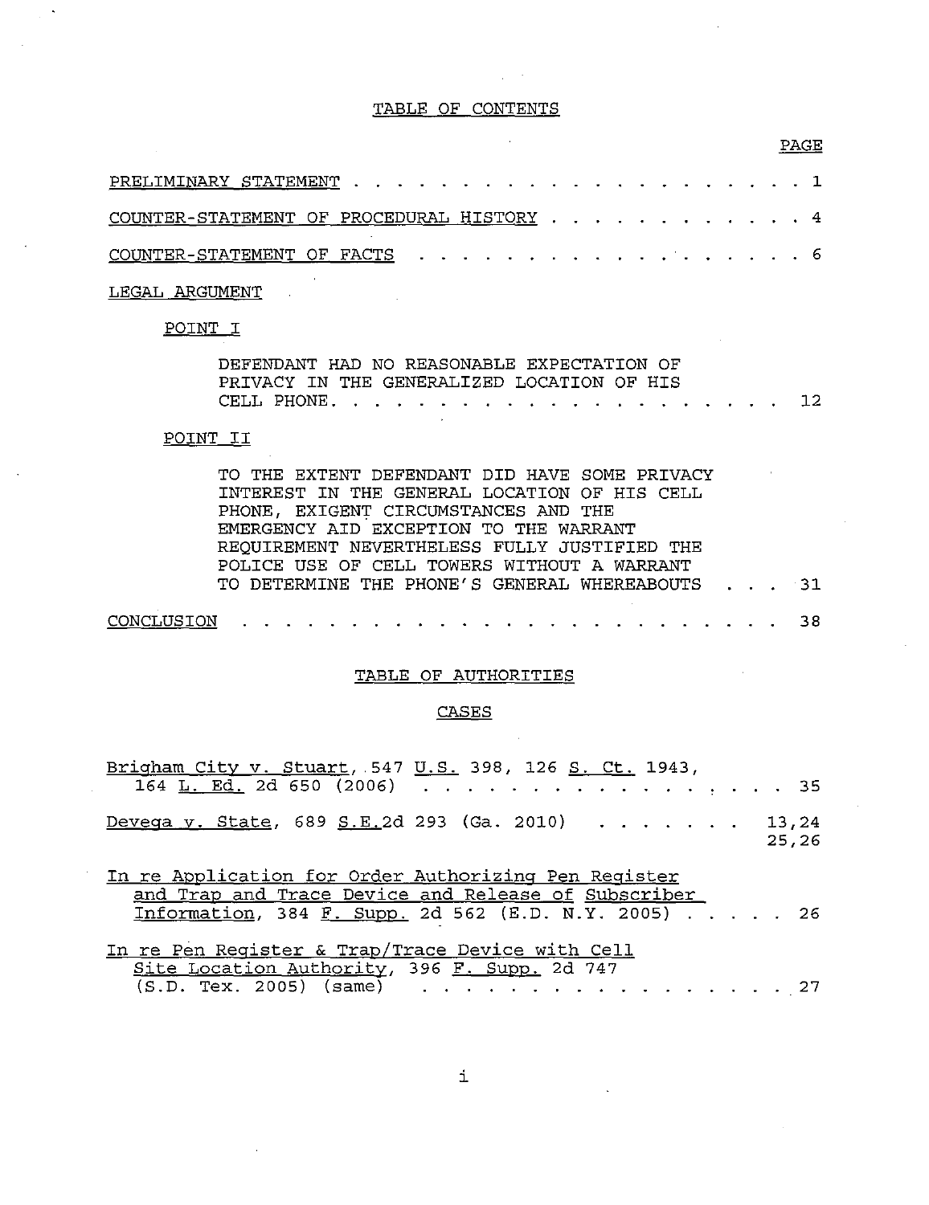# TABLE OF CONTENTS

| | PAGE |
|---|---|
| PRELIMINARY STATEMENT | 1 |
| COUNTER-STATEMENT OF PROCEDURAL HISTORY | 4 |
| COUNTER-STATEMENT OF FACTS | 6 |
| LEGAL ARGUMENT | |
| POINT I | |
| DEFENDANT HAD NO REASONABLE EXPECTATION OF PRIVACY IN THE GENERALIZED LOCATION OF HIS CELL PHONE. | 12 |
| POINT II | |
| TO THE EXTENT DEFENDANT DID HAVE SOME PRIVACY INTEREST IN THE GENERAL LOCATION OF HIS CELL PHONE, EXIGENT CIRCUMSTANCES AND THE EMERGENCY AID EXCEPTION TO THE WARRANT REQUIREMENT NEVERTHELESS FULLY JUSTIFIED THE POLICE USE OF CELL TOWERS WITHOUT A WARRANT TO DETERMINE THE PHONE'S GENERAL WHEREABOUTS | 31 |
| CONCLUSION | 38 |

## TABLE OF AUTHORITIES

### CASES

| | |
|---|---|
| Brigham City v. Stuart, 547 U.S. 398, 126 S. Ct. 1943, 164 L. Ed. 2d 650 (2006) | 35 |
| Devega v. State, 689 S.E.2d 293 (Ga. 2010) | 13,24 25,26 |
| In re Application for Order Authorizing Pen Register and Trap and Trace Device and Release of Subscriber Information, 384 F. Supp. 2d 562 (E.D. N.Y. 2005) | 26 |
| In re Pen Register & Trap/Trace Device with Cell Site Location Authority, 396 F. Supp. 2d 747 (S.D. Tex. 2005) (same) | 27 |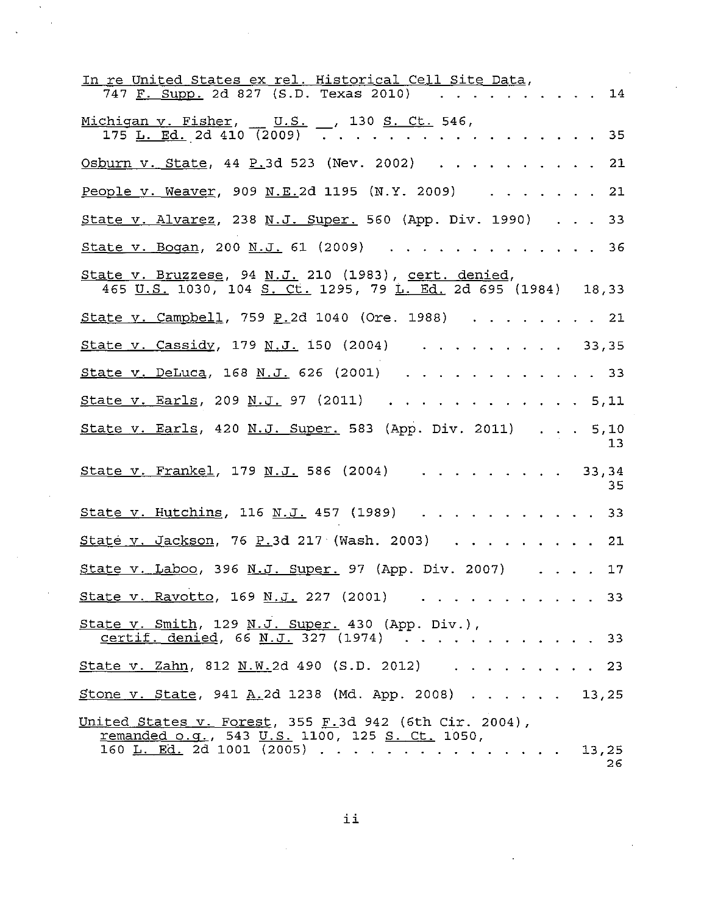In re United States ex rel. Historical Cell Site Data, 747 F. Supp. 2d 827 (S.D. Texas 2010) . . . . . . . . . . 14

Michigan v. Fisher, __ U.S. __, 130 S. Ct. 546, 175 L. Ed. 2d 410 (2009) . . . . . . . . . . . . . . . . 35

Osburn v. State, 44 P.3d 523 (Nev. 2002) . . . . . . . . . . 21

People v. Weaver, 909 N.E.2d 1195 (N.Y. 2009) . . . . . . . 21

State v. Alvarez, 238 N.J. Super. 560 (App. Div. 1990) . . . 33

State v. Bogan, 200 N.J. 61 (2009) . . . . . . . . . . . . . 36

State v. Bruzzese, 94 N.J. 210 (1983), cert. denied, 465 U.S. 1030, 104 S. Ct. 1295, 79 L. Ed. 2d 695 (1984) 18,33

State v. Campbell, 759 P.2d 1040 (Ore. 1988) . . . . . . . . 21

State v. Cassidy, 179 N.J. 150 (2004) . . . . . . . . . 33,35

State v. DeLuca, 168 N.J. 626 (2001) . . . . . . . . . . . . 33

State v. Earls, 209 N.J. 97 (2011) . . . . . . . . . . . . 5,11

State v. Earls, 420 N.J. Super. 583 (App. Div. 2011) . . . 5,10 13

State v. Frankel, 179 N.J. 586 (2004) . . . . . . . . . 33,34 35

State v. Hutchins, 116 N.J. 457 (1989) . . . . . . . . . . . 33

State v. Jackson, 76 P.3d 217 (Wash. 2003) . . . . . . . . . 21

State v. Laboo, 396 N.J. Super. 97 (App. Div. 2007) . . . . 17

State v. Ravotto, 169 N.J. 227 (2001) . . . . . . . . . . . 33

State v. Smith, 129 N.J. Super. 430 (App. Div.), certif. denied, 66 N.J. 327 (1974) . . . . . . . . . . . 33

State v. Zahn, 812 N.W.2d 490 (S.D. 2012) . . . . . . . . . 23

Stone v. State, 941 A.2d 1238 (Md. App. 2008) . . . . . . 13,25

United States v. Forest, 355 F.3d 942 (6th Cir. 2004), remanded o.g., 543 U.S. 1100, 125 S. Ct. 1050, 160 L. Ed. 2d 1001 (2005) . . . . . . . . . . . . . . 13,25 26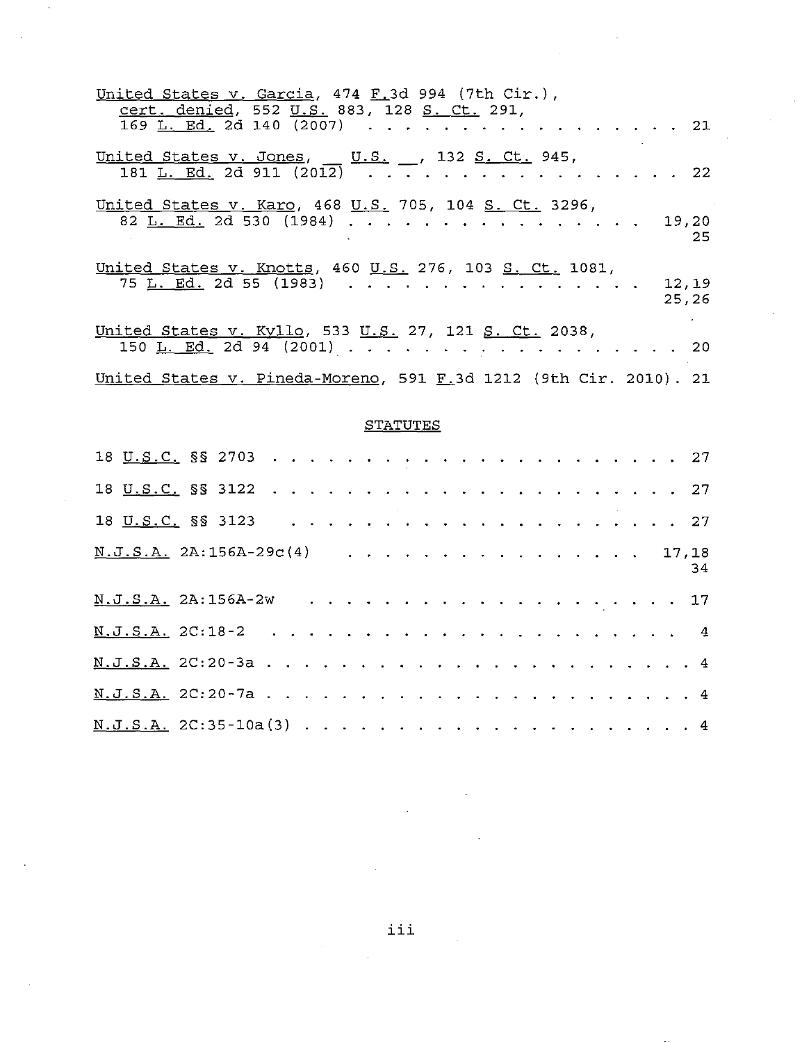United States v. Garcia, 474 F.3d 994 (7th Cir.), cert. denied, 552 U.S. 883, 128 S. Ct. 291, 169 L. Ed. 2d 140 (2007) . . . . . . . . . . . . . . . . . 21

United States v. Jones, __ U.S. __, 132 S. Ct. 945, 181 L. Ed. 2d 911 (2012) . . . . . . . . . . . . . . . . . 22

United States v. Karo, 468 U.S. 705, 104 S. Ct. 3296, 82 L. Ed. 2d 530 (1984) . . . . . . . . . . . . . . . . 19,20, 25

United States v. Knotts, 460 U.S. 276, 103 S. Ct. 1081, 75 L. Ed. 2d 55 (1983) . . . . . . . . . . . . . . . . 12,19, 25,26

United States v. Kyllo, 533 U.S. 27, 121 S. Ct. 2038, 150 L. Ed. 2d 94 (2001) . . . . . . . . . . . . . . . . . . 20

United States v. Pineda-Moreno, 591 F.3d 1212 (9th Cir. 2010). 21

## STATUTES

18 U.S.C. §§ 2703 . . . . . . . . . . . . . . . . . . . . . . 27

18 U.S.C. §§ 3122 . . . . . . . . . . . . . . . . . . . . . . 27

18 U.S.C. §§ 3123 . . . . . . . . . . . . . . . . . . . . . . 27

N.J.S.A. 2A:156A-29c(4) . . . . . . . . . . . . . . . . 17,18, 34

N.J.S.A. 2A:156A-2w . . . . . . . . . . . . . . . . . . . 17

N.J.S.A. 2C:18-2 . . . . . . . . . . . . . . . . . . . . . . 4

N.J.S.A. 2C:20-3a . . . . . . . . . . . . . . . . . . . . . . 4

N.J.S.A. 2C:20-7a . . . . . . . . . . . . . . . . . . . . . . 4

N.J.S.A. 2C:35-10a(3) . . . . . . . . . . . . . . . . . . . . 4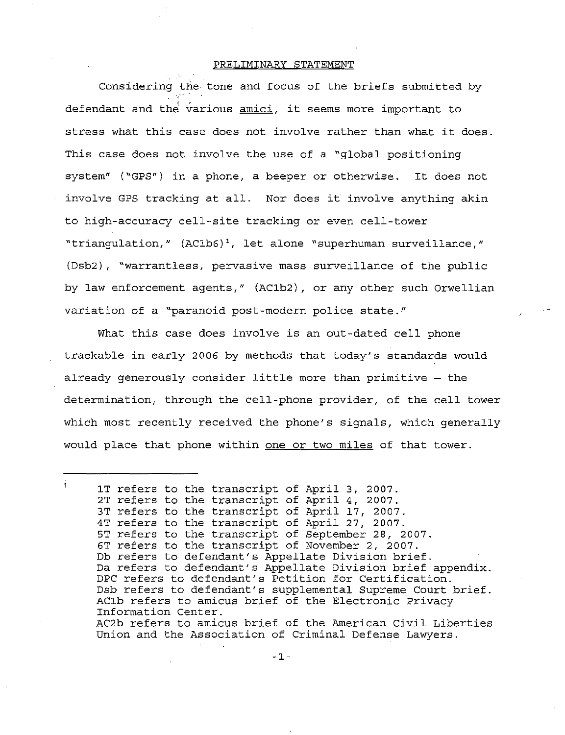# PRELIMINARY STATEMENT

Considering the tone and focus of the briefs submitted by defendant and the various *amici*, it seems more important to stress what this case does not involve rather than what it does. This case does not involve the use of a "global positioning system" ("GPS") in a phone, a beeper or otherwise. It does not involve GPS tracking at all. Nor does it involve anything akin to high-accuracy cell-site tracking or even cell-tower "triangulation," (AC1b6)[1], let alone "superhuman surveillance," (Dsb2), "warrantless, pervasive mass surveillance of the public by law enforcement agents," (AC1b2), or any other such Orwellian variation of a "paranoid post-modern police state."

What this case does involve is an out-dated cell phone trackable in early 2006 by methods that today's standards would already generously consider little more than primitive – the determination, through the cell-phone provider, of the cell tower which most recently received the phone's signals, which generally would place that phone within <u>one or two miles</u> of that tower.

---

[1] 1T refers to the transcript of April 3, 2007.
2T refers to the transcript of April 4, 2007.
3T refers to the transcript of April 17, 2007.
4T refers to the transcript of April 27, 2007.
5T refers to the transcript of September 28, 2007.
6T refers to the transcript of November 2, 2007.
Db refers to defendant's Appellate Division brief.
Da refers to defendant's Appellate Division brief appendix.
DPC refers to defendant's Petition for Certification.
Dsb refers to defendant's supplemental Supreme Court brief.
AC1b refers to amicus brief of the Electronic Privacy Information Center.
AC2b refers to amicus brief of the American Civil Liberties Union and the Association of Criminal Defense Lawyers.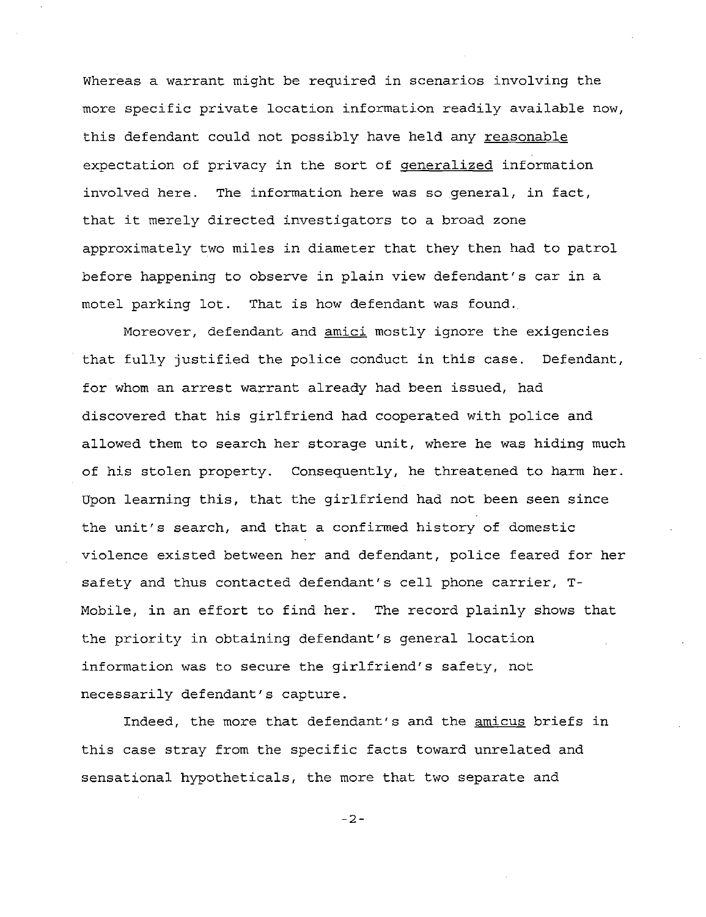Whereas a warrant might be required in scenarios involving the more specific private location information readily available now, this defendant could not possibly have held any reasonable expectation of privacy in the sort of generalized information involved here. The information here was so general, in fact, that it merely directed investigators to a broad zone approximately two miles in diameter that they then had to patrol before happening to observe in plain view defendant's car in a motel parking lot. That is how defendant was found.

Moreover, defendant and *amici* mostly ignore the exigencies that fully justified the police conduct in this case. Defendant, for whom an arrest warrant already had been issued, had discovered that his girlfriend had cooperated with police and allowed them to search her storage unit, where he was hiding much of his stolen property. Consequently, he threatened to harm her. Upon learning this, that the girlfriend had not been seen since the unit's search, and that a confirmed history of domestic violence existed between her and defendant, police feared for her safety and thus contacted defendant's cell phone carrier, T-Mobile, in an effort to find her. The record plainly shows that the priority in obtaining defendant's general location information was to secure the girlfriend's safety, not necessarily defendant's capture.

Indeed, the more that defendant's and the *amicus* briefs in this case stray from the specific facts toward unrelated and sensational hypotheticals, the more that two separate and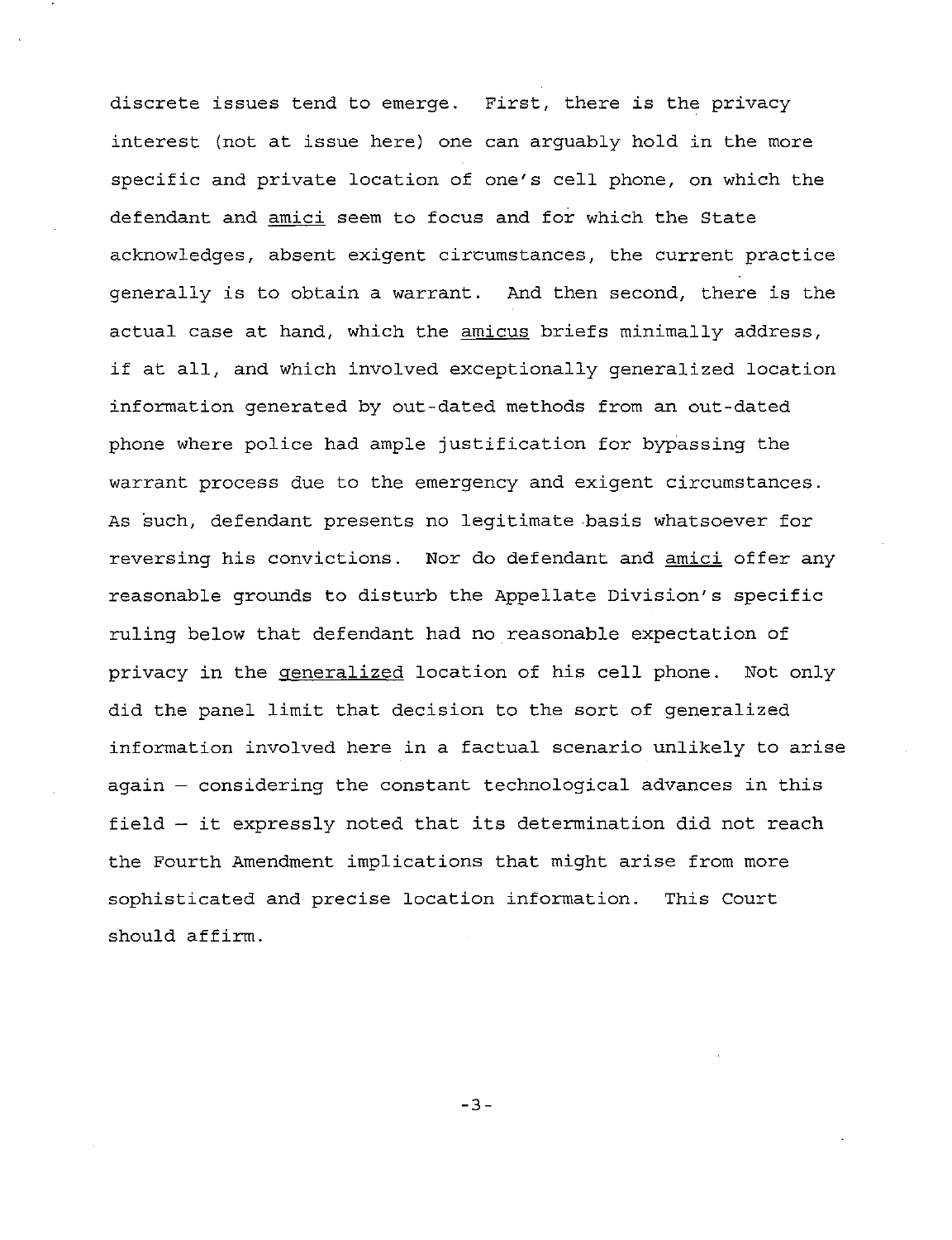discrete issues tend to emerge. First, there is the privacy interest (not at issue here) one can arguably hold in the more specific and private location of one's cell phone, on which the defendant and amici seem to focus and for which the State acknowledges, absent exigent circumstances, the current practice generally is to obtain a warrant. And then second, there is the actual case at hand, which the amicus briefs minimally address, if at all, and which involved exceptionally generalized location information generated by out-dated methods from an out-dated phone where police had ample justification for bypassing the warrant process due to the emergency and exigent circumstances. As such, defendant presents no legitimate basis whatsoever for reversing his convictions. Nor do defendant and amici offer any reasonable grounds to disturb the Appellate Division's specific ruling below that defendant had no reasonable expectation of privacy in the generalized location of his cell phone. Not only did the panel limit that decision to the sort of generalized information involved here in a factual scenario unlikely to arise again – considering the constant technological advances in this field – it expressly noted that its determination did not reach the Fourth Amendment implications that might arise from more sophisticated and precise location information. This Court should affirm.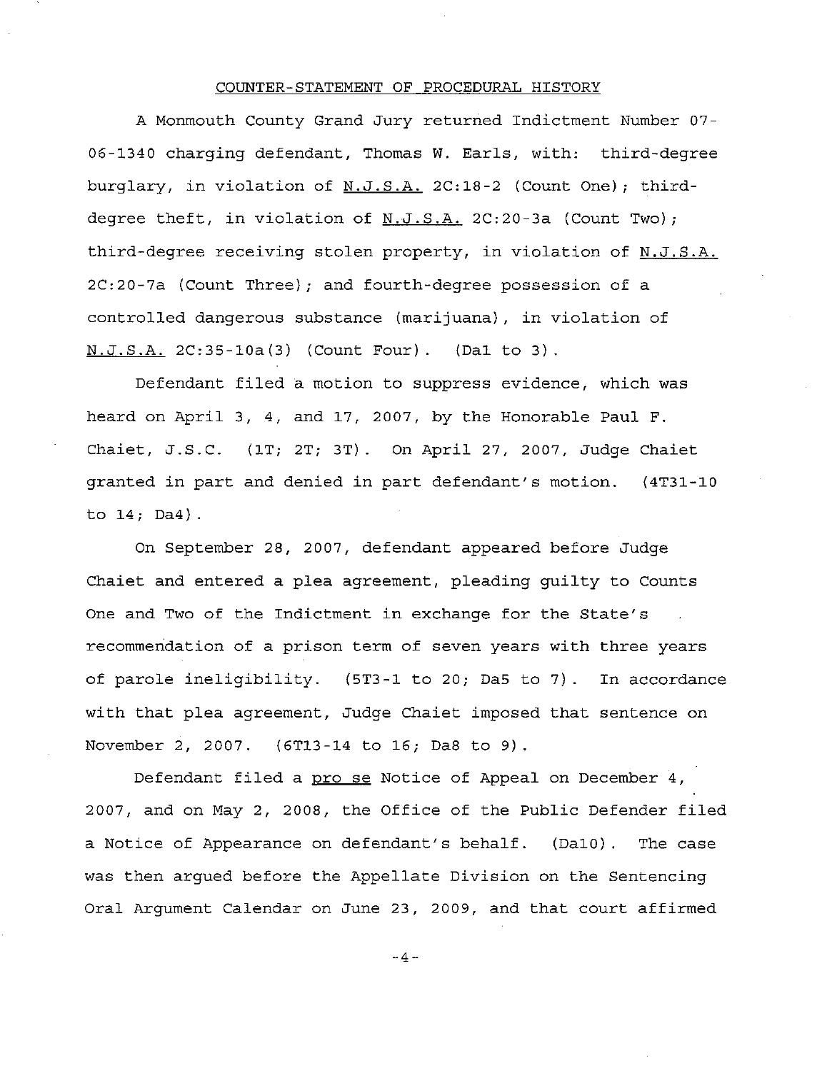## COUNTER-STATEMENT OF PROCEDURAL HISTORY

A Monmouth County Grand Jury returned Indictment Number 07-06-1340 charging defendant, Thomas W. Earls, with: third-degree burglary, in violation of N.J.S.A. 2C:18-2 (Count One); third-degree theft, in violation of N.J.S.A. 2C:20-3a (Count Two); third-degree receiving stolen property, in violation of N.J.S.A. 2C:20-7a (Count Three); and fourth-degree possession of a controlled dangerous substance (marijuana), in violation of N.J.S.A. 2C:35-10a(3) (Count Four). (Da1 to 3).

Defendant filed a motion to suppress evidence, which was heard on April 3, 4, and 17, 2007, by the Honorable Paul F. Chaiet, J.S.C. (1T; 2T; 3T). On April 27, 2007, Judge Chaiet granted in part and denied in part defendant's motion. (4T31-10 to 14; Da4).

On September 28, 2007, defendant appeared before Judge Chaiet and entered a plea agreement, pleading guilty to Counts One and Two of the Indictment in exchange for the State's recommendation of a prison term of seven years with three years of parole ineligibility. (5T3-1 to 20; Da5 to 7). In accordance with that plea agreement, Judge Chaiet imposed that sentence on November 2, 2007. (6T13-14 to 16; Da8 to 9).

Defendant filed a *pro se* Notice of Appeal on December 4, 2007, and on May 2, 2008, the Office of the Public Defender filed a Notice of Appearance on defendant's behalf. (Da10). The case was then argued before the Appellate Division on the Sentencing Oral Argument Calendar on June 23, 2009, and that court affirmed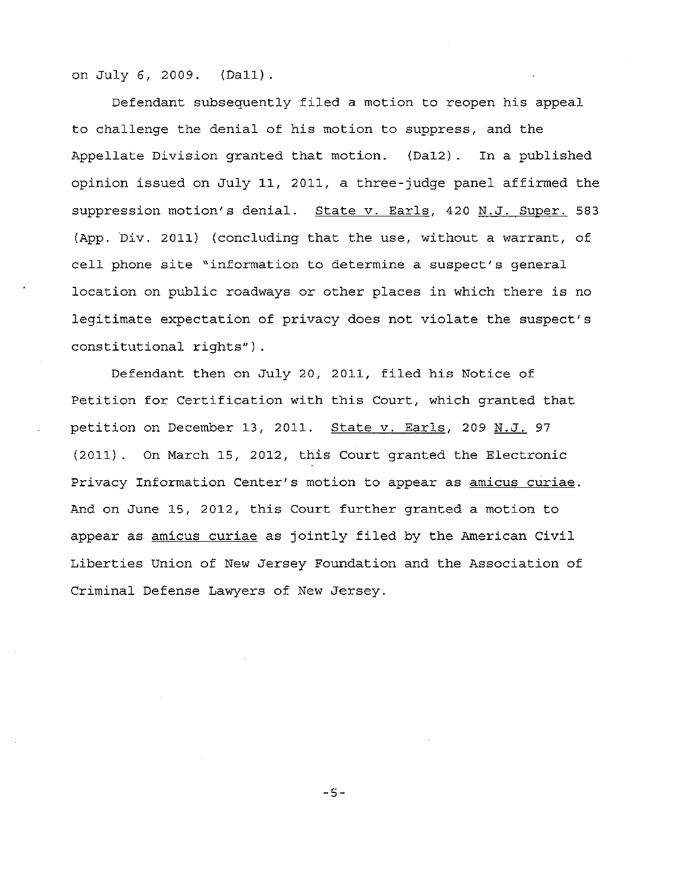on July 6, 2009. (Da11).

Defendant subsequently filed a motion to reopen his appeal to challenge the denial of his motion to suppress, and the Appellate Division granted that motion. (Da12). In a published opinion issued on July 11, 2011, a three-judge panel affirmed the suppression motion's denial. State v. Earls, 420 N.J. Super. 583 (App. Div. 2011) (concluding that the use, without a warrant, of cell phone site "information to determine a suspect's general location on public roadways or other places in which there is no legitimate expectation of privacy does not violate the suspect's constitutional rights").

Defendant then on July 20, 2011, filed his Notice of Petition for Certification with this Court, which granted that petition on December 13, 2011. State v. Earls, 209 N.J. 97 (2011). On March 15, 2012, this Court granted the Electronic Privacy Information Center's motion to appear as amicus curiae. And on June 15, 2012, this Court further granted a motion to appear as amicus curiae as jointly filed by the American Civil Liberties Union of New Jersey Foundation and the Association of Criminal Defense Lawyers of New Jersey.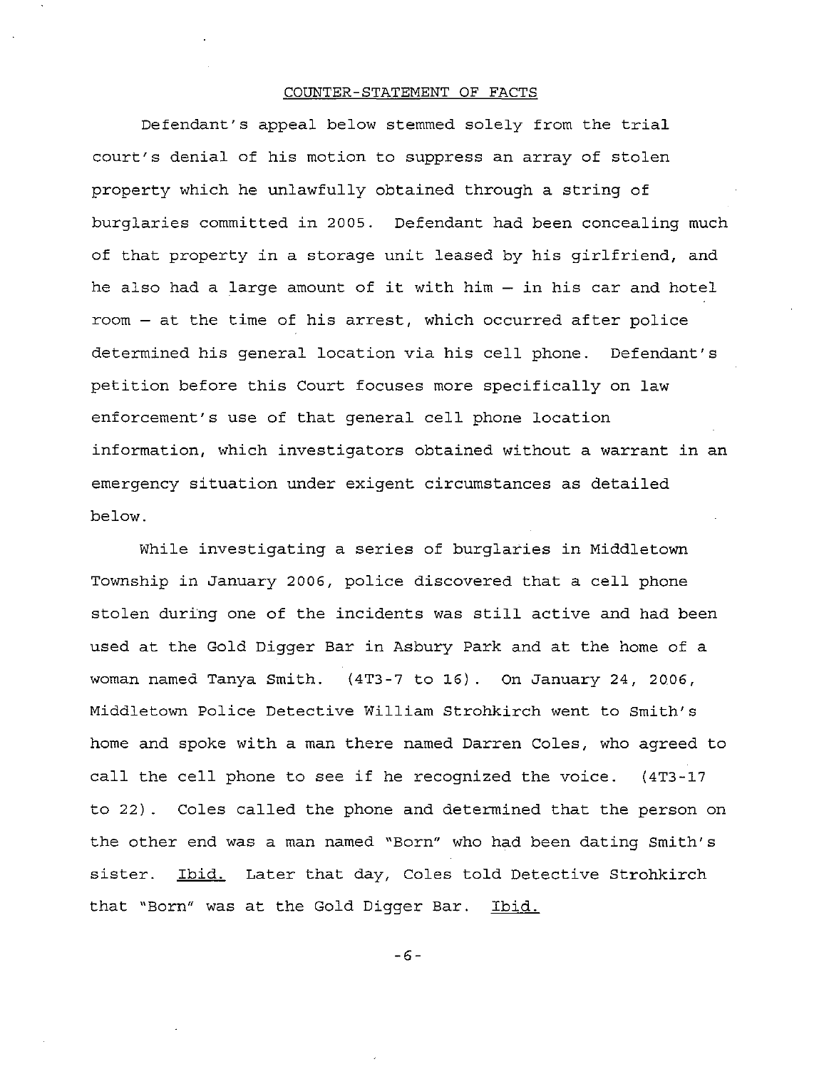## COUNTER-STATEMENT OF FACTS

Defendant's appeal below stemmed solely from the trial court's denial of his motion to suppress an array of stolen property which he unlawfully obtained through a string of burglaries committed in 2005. Defendant had been concealing much of that property in a storage unit leased by his girlfriend, and he also had a large amount of it with him – in his car and hotel room – at the time of his arrest, which occurred after police determined his general location via his cell phone. Defendant's petition before this Court focuses more specifically on law enforcement's use of that general cell phone location information, which investigators obtained without a warrant in an emergency situation under exigent circumstances as detailed below.

While investigating a series of burglaries in Middletown Township in January 2006, police discovered that a cell phone stolen during one of the incidents was still active and had been used at the Gold Digger Bar in Asbury Park and at the home of a woman named Tanya Smith. (4T3-7 to 16). On January 24, 2006, Middletown Police Detective William Strohkirch went to Smith's home and spoke with a man there named Darren Coles, who agreed to call the cell phone to see if he recognized the voice. (4T3-17 to 22). Coles called the phone and determined that the person on the other end was a man named "Born" who had been dating Smith's sister. Ibid. Later that day, Coles told Detective Strohkirch that "Born" was at the Gold Digger Bar. Ibid.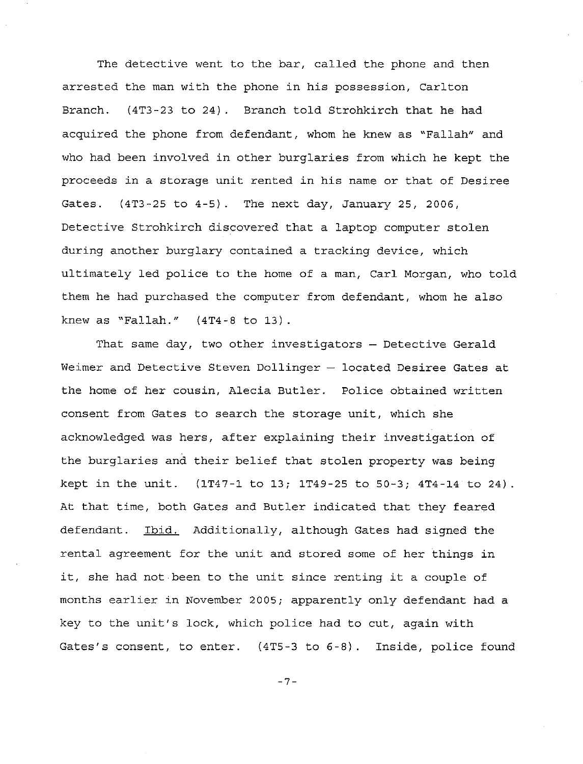The detective went to the bar, called the phone and then arrested the man with the phone in his possession, Carlton Branch. (4T3-23 to 24). Branch told Strohkirch that he had acquired the phone from defendant, whom he knew as "Fallah" and who had been involved in other burglaries from which he kept the proceeds in a storage unit rented in his name or that of Desiree Gates. (4T3-25 to 4-5). The next day, January 25, 2006, Detective Strohkirch discovered that a laptop computer stolen during another burglary contained a tracking device, which ultimately led police to the home of a man, Carl Morgan, who told them he had purchased the computer from defendant, whom he also knew as "Fallah." (4T4-8 to 13).

That same day, two other investigators – Detective Gerald Weimer and Detective Steven Dollinger – located Desiree Gates at the home of her cousin, Alecia Butler. Police obtained written consent from Gates to search the storage unit, which she acknowledged was hers, after explaining their investigation of the burglaries and their belief that stolen property was being kept in the unit. (1T47-1 to 13; 1T49-25 to 50-3; 4T4-14 to 24). At that time, both Gates and Butler indicated that they feared defendant. Ibid. Additionally, although Gates had signed the rental agreement for the unit and stored some of her things in it, she had not been to the unit since renting it a couple of months earlier in November 2005; apparently only defendant had a key to the unit's lock, which police had to cut, again with Gates's consent, to enter. (4T5-3 to 6-8). Inside, police found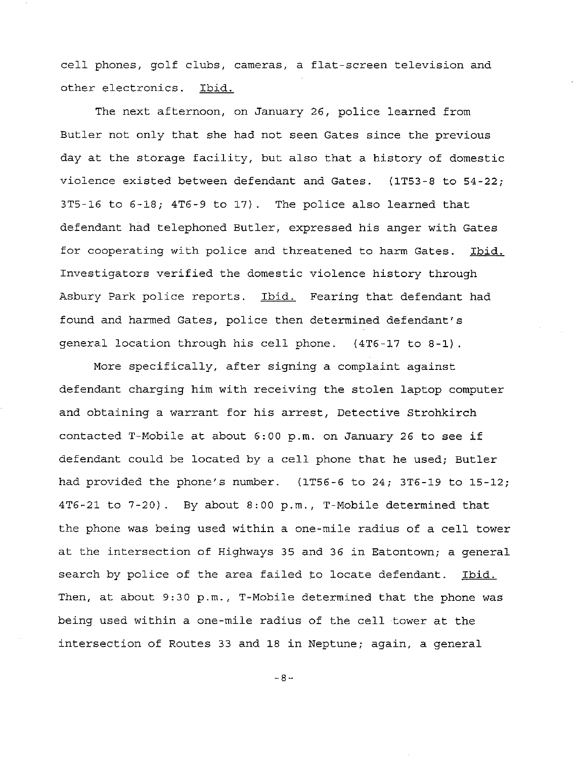cell phones, golf clubs, cameras, a flat-screen television and other electronics. Ibid.

The next afternoon, on January 26, police learned from Butler not only that she had not seen Gates since the previous day at the storage facility, but also that a history of domestic violence existed between defendant and Gates. (1T53-8 to 54-22; 3T5-16 to 6-18; 4T6-9 to 17). The police also learned that defendant had telephoned Butler, expressed his anger with Gates for cooperating with police and threatened to harm Gates. Ibid. Investigators verified the domestic violence history through Asbury Park police reports. Ibid. Fearing that defendant had found and harmed Gates, police then determined defendant's general location through his cell phone. (4T6-17 to 8-1).

More specifically, after signing a complaint against defendant charging him with receiving the stolen laptop computer and obtaining a warrant for his arrest, Detective Strohkirch contacted T-Mobile at about 6:00 p.m. on January 26 to see if defendant could be located by a cell phone that he used; Butler had provided the phone's number. (1T56-6 to 24; 3T6-19 to 15-12; 4T6-21 to 7-20). By about 8:00 p.m., T-Mobile determined that the phone was being used within a one-mile radius of a cell tower at the intersection of Highways 35 and 36 in Eatontown; a general search by police of the area failed to locate defendant. Ibid. Then, at about 9:30 p.m., T-Mobile determined that the phone was being used within a one-mile radius of the cell tower at the intersection of Routes 33 and 18 in Neptune; again, a general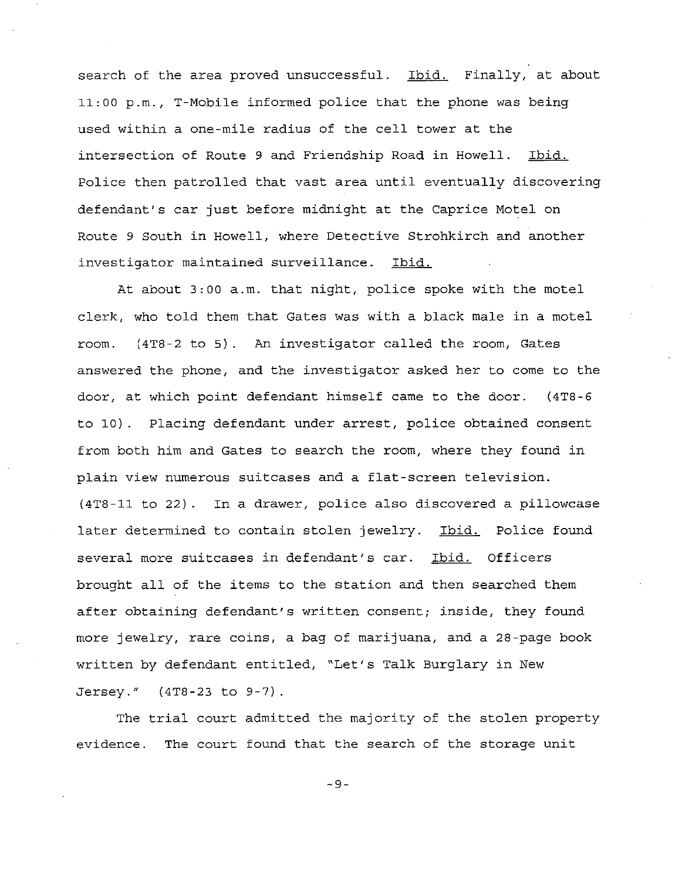search of the area proved unsuccessful. Ibid. Finally, at about 11:00 p.m., T-Mobile informed police that the phone was being used within a one-mile radius of the cell tower at the intersection of Route 9 and Friendship Road in Howell. Ibid. Police then patrolled that vast area until eventually discovering defendant's car just before midnight at the Caprice Motel on Route 9 South in Howell, where Detective Strohkirch and another investigator maintained surveillance. Ibid.

At about 3:00 a.m. that night, police spoke with the motel clerk, who told them that Gates was with a black male in a motel room. (4T8-2 to 5). An investigator called the room, Gates answered the phone, and the investigator asked her to come to the door, at which point defendant himself came to the door. (4T8-6 to 10). Placing defendant under arrest, police obtained consent from both him and Gates to search the room, where they found in plain view numerous suitcases and a flat-screen television. (4T8-11 to 22). In a drawer, police also discovered a pillowcase later determined to contain stolen jewelry. Ibid. Police found several more suitcases in defendant's car. Ibid. Officers brought all of the items to the station and then searched them after obtaining defendant's written consent; inside, they found more jewelry, rare coins, a bag of marijuana, and a 28-page book written by defendant entitled, "Let's Talk Burglary in New Jersey." (4T8-23 to 9-7).

The trial court admitted the majority of the stolen property evidence. The court found that the search of the storage unit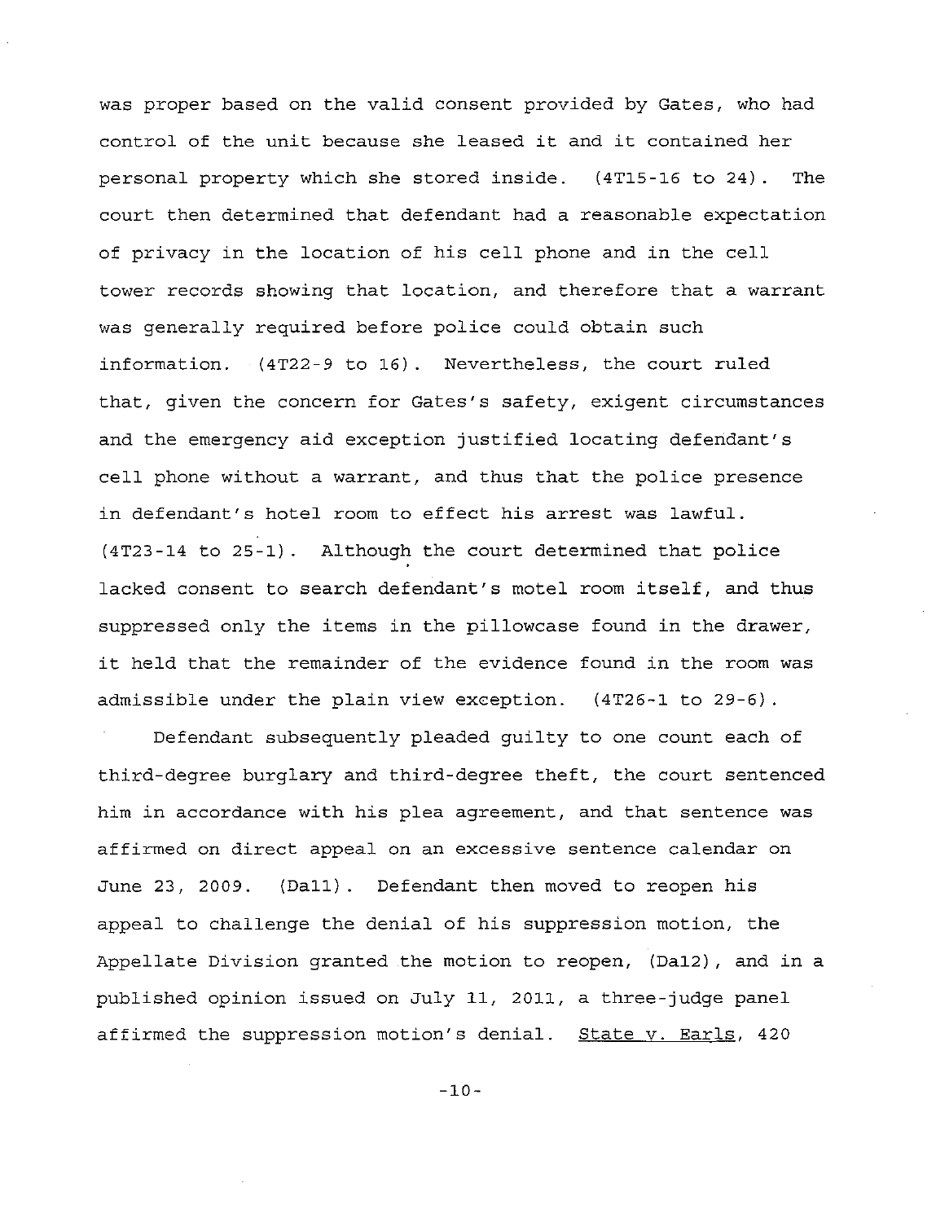was proper based on the valid consent provided by Gates, who had control of the unit because she leased it and it contained her personal property which she stored inside. (4T15-16 to 24). The court then determined that defendant had a reasonable expectation of privacy in the location of his cell phone and in the cell tower records showing that location, and therefore that a warrant was generally required before police could obtain such information. (4T22-9 to 16). Nevertheless, the court ruled that, given the concern for Gates's safety, exigent circumstances and the emergency aid exception justified locating defendant's cell phone without a warrant, and thus that the police presence in defendant's hotel room to effect his arrest was lawful. (4T23-14 to 25-1). Although the court determined that police lacked consent to search defendant's motel room itself, and thus suppressed only the items in the pillowcase found in the drawer, it held that the remainder of the evidence found in the room was admissible under the plain view exception. (4T26-1 to 29-6).

Defendant subsequently pleaded guilty to one count each of third-degree burglary and third-degree theft, the court sentenced him in accordance with his plea agreement, and that sentence was affirmed on direct appeal on an excessive sentence calendar on June 23, 2009. (Da11). Defendant then moved to reopen his appeal to challenge the denial of his suppression motion, the Appellate Division granted the motion to reopen, (Da12), and in a published opinion issued on July 11, 2011, a three-judge panel affirmed the suppression motion's denial. State v. Earls, 420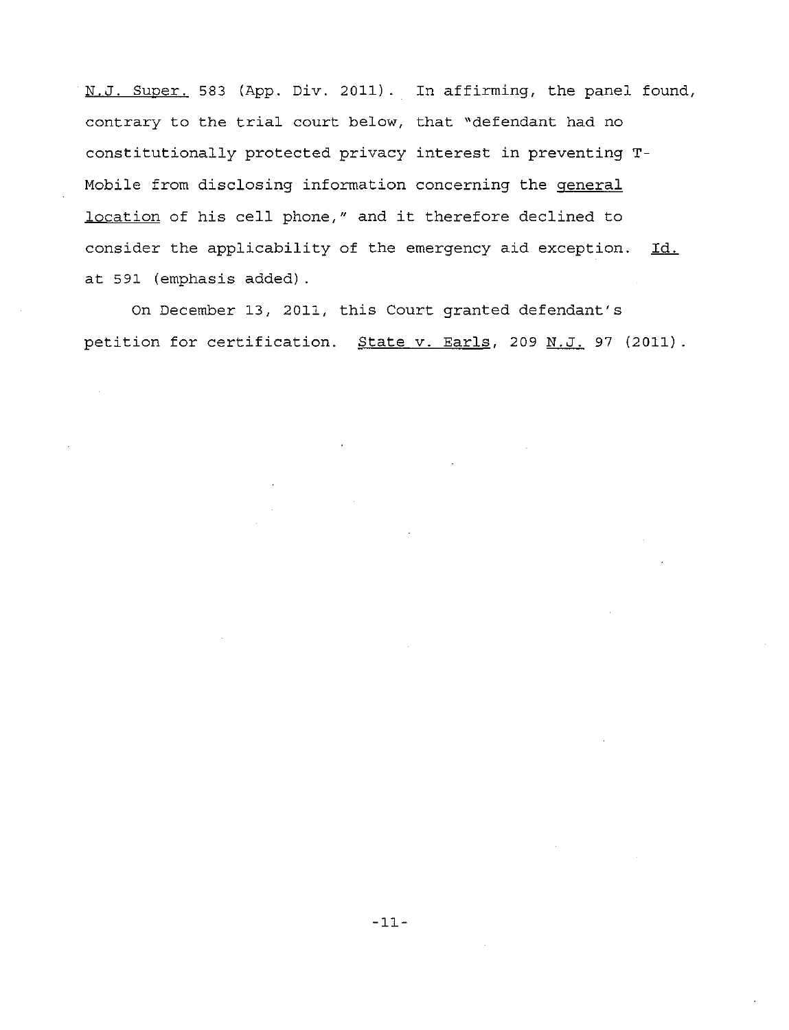N.J. Super. 583 (App. Div. 2011). In affirming, the panel found, contrary to the trial court below, that "defendant had no constitutionally protected privacy interest in preventing T-Mobile from disclosing information concerning the general location of his cell phone," and it therefore declined to consider the applicability of the emergency aid exception. Id. at 591 (emphasis added).

On December 13, 2011, this Court granted defendant's petition for certification. State v. Earls, 209 N.J. 97 (2011).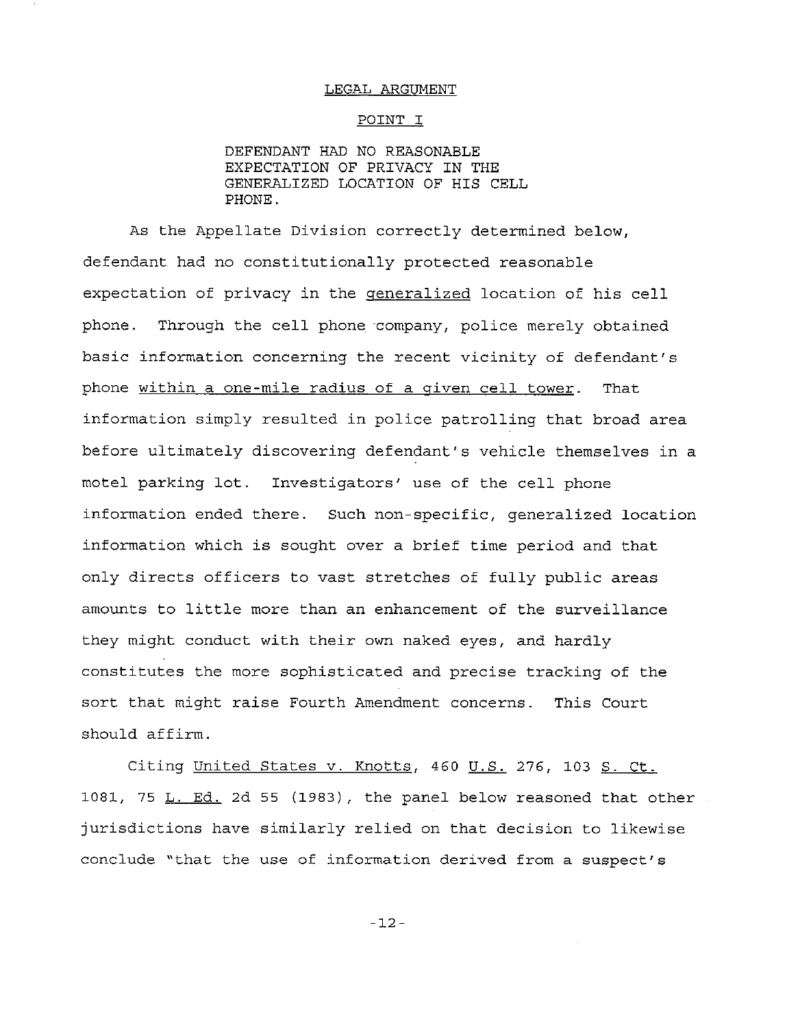## LEGAL ARGUMENT

### POINT I

DEFENDANT HAD NO REASONABLE EXPECTATION OF PRIVACY IN THE GENERALIZED LOCATION OF HIS CELL PHONE.

As the Appellate Division correctly determined below, defendant had no constitutionally protected reasonable expectation of privacy in the generalized location of his cell phone. Through the cell phone company, police merely obtained basic information concerning the recent vicinity of defendant's phone within a one-mile radius of a given cell tower. That information simply resulted in police patrolling that broad area before ultimately discovering defendant's vehicle themselves in a motel parking lot. Investigators' use of the cell phone information ended there. Such non-specific, generalized location information which is sought over a brief time period and that only directs officers to vast stretches of fully public areas amounts to little more than an enhancement of the surveillance they might conduct with their own naked eyes, and hardly constitutes the more sophisticated and precise tracking of the sort that might raise Fourth Amendment concerns. This Court should affirm.

Citing United States v. Knotts, 460 U.S. 276, 103 S. Ct. 1081, 75 L. Ed. 2d 55 (1983), the panel below reasoned that other jurisdictions have similarly relied on that decision to likewise conclude "that the use of information derived from a suspect's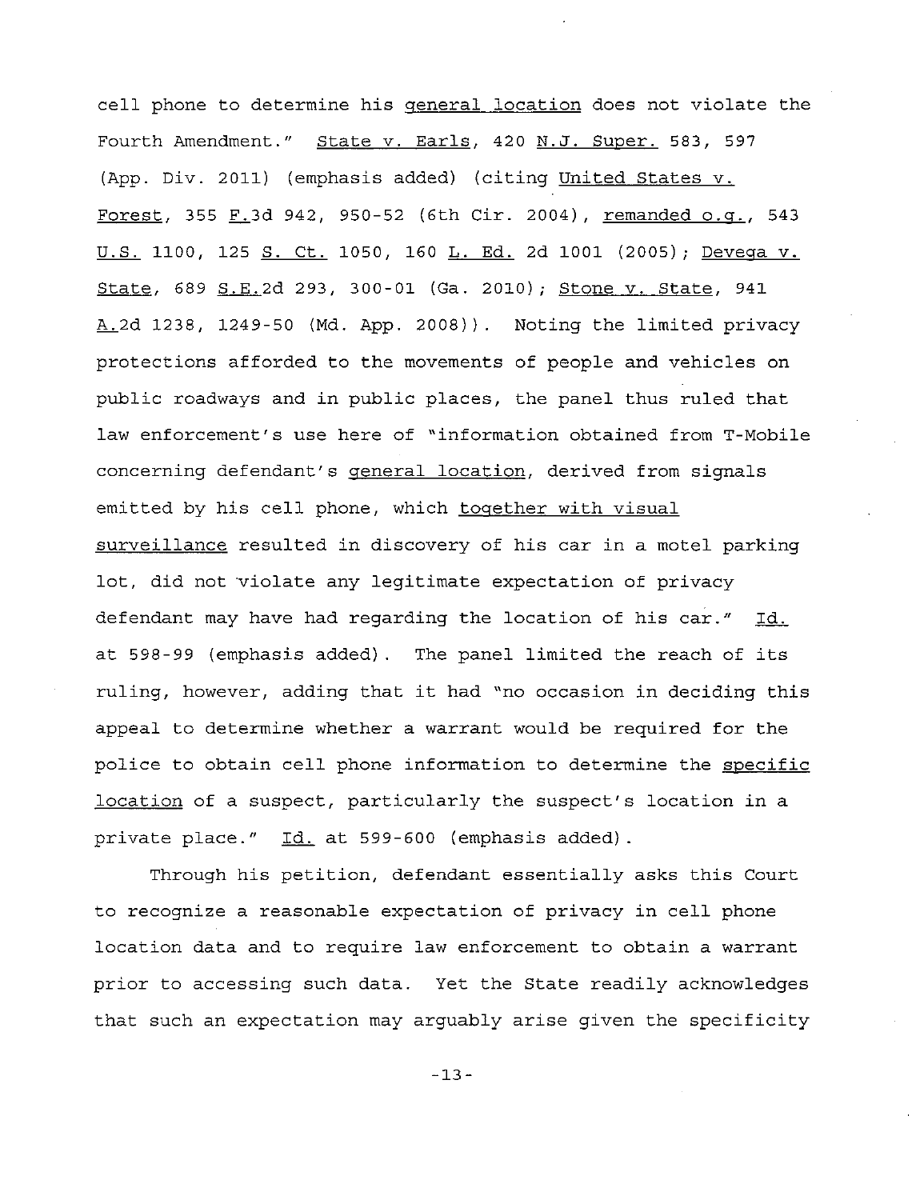cell phone to determine his general location does not violate the Fourth Amendment." State v. Earls, 420 N.J. Super. 583, 597 (App. Div. 2011) (emphasis added) (citing United States v. Forest, 355 F.3d 942, 950-52 (6th Cir. 2004), remanded o.g., 543 U.S. 1100, 125 S. Ct. 1050, 160 L. Ed. 2d 1001 (2005); Devega v. State, 689 S.E.2d 293, 300-01 (Ga. 2010); Stone v. State, 941 A.2d 1238, 1249-50 (Md. App. 2008)). Noting the limited privacy protections afforded to the movements of people and vehicles on public roadways and in public places, the panel thus ruled that law enforcement's use here of "information obtained from T-Mobile concerning defendant's general location, derived from signals emitted by his cell phone, which together with visual surveillance resulted in discovery of his car in a motel parking lot, did not violate any legitimate expectation of privacy defendant may have had regarding the location of his car." Id. at 598-99 (emphasis added). The panel limited the reach of its ruling, however, adding that it had "no occasion in deciding this appeal to determine whether a warrant would be required for the police to obtain cell phone information to determine the specific location of a suspect, particularly the suspect's location in a private place." Id. at 599-600 (emphasis added).

Through his petition, defendant essentially asks this Court to recognize a reasonable expectation of privacy in cell phone location data and to require law enforcement to obtain a warrant prior to accessing such data. Yet the State readily acknowledges that such an expectation may arguably arise given the specificity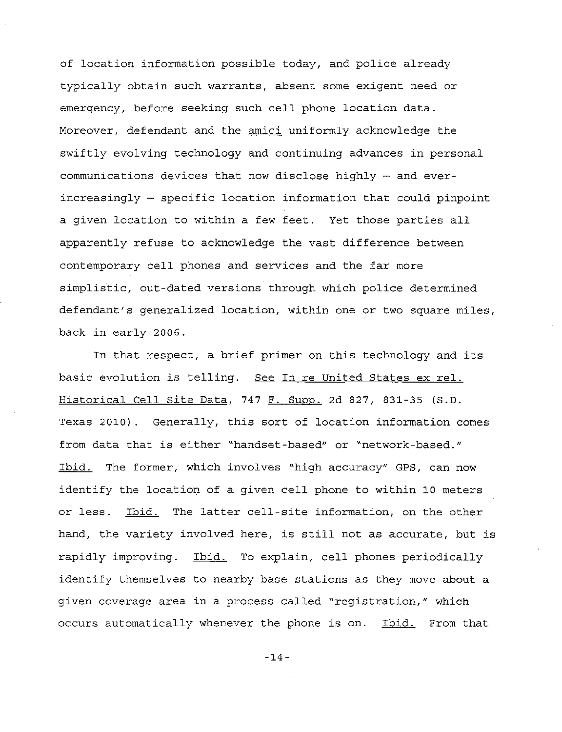of location information possible today, and police already typically obtain such warrants, absent some exigent need or emergency, before seeking such cell phone location data. Moreover, defendant and the _amici_ uniformly acknowledge the swiftly evolving technology and continuing advances in personal communications devices that now disclose highly – and ever-increasingly – specific location information that could pinpoint a given location to within a few feet. Yet those parties all apparently refuse to acknowledge the vast difference between contemporary cell phones and services and the far more simplistic, out-dated versions through which police determined defendant's generalized location, within one or two square miles, back in early 2006.

In that respect, a brief primer on this technology and its basic evolution is telling. _See In re United States ex rel. Historical Cell Site Data_, 747 _F. Supp._ 2d 827, 831-35 (S.D. Texas 2010). Generally, this sort of location information comes from data that is either "handset-based" or "network-based." _Ibid._ The former, which involves "high accuracy" GPS, can now identify the location of a given cell phone to within 10 meters or less. _Ibid._ The latter cell-site information, on the other hand, the variety involved here, is still not as accurate, but is rapidly improving. _Ibid._ To explain, cell phones periodically identify themselves to nearby base stations as they move about a given coverage area in a process called "registration," which occurs automatically whenever the phone is on. _Ibid._ From that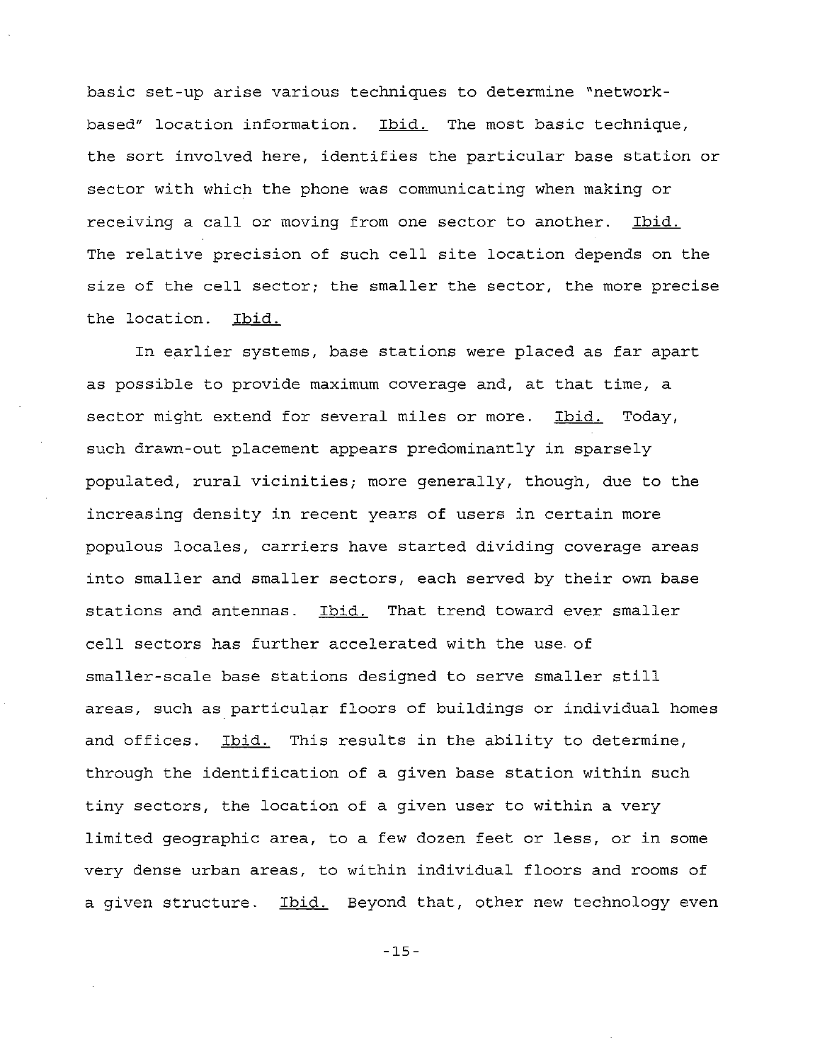basic set-up arise various techniques to determine "network-based" location information. Ibid. The most basic technique, the sort involved here, identifies the particular base station or sector with which the phone was communicating when making or receiving a call or moving from one sector to another. Ibid. The relative precision of such cell site location depends on the size of the cell sector; the smaller the sector, the more precise the location. Ibid.

In earlier systems, base stations were placed as far apart as possible to provide maximum coverage and, at that time, a sector might extend for several miles or more. Ibid. Today, such drawn-out placement appears predominantly in sparsely populated, rural vicinities; more generally, though, due to the increasing density in recent years of users in certain more populous locales, carriers have started dividing coverage areas into smaller and smaller sectors, each served by their own base stations and antennas. Ibid. That trend toward ever smaller cell sectors has further accelerated with the use of smaller-scale base stations designed to serve smaller still areas, such as particular floors of buildings or individual homes and offices. Ibid. This results in the ability to determine, through the identification of a given base station within such tiny sectors, the location of a given user to within a very limited geographic area, to a few dozen feet or less, or in some very dense urban areas, to within individual floors and rooms of a given structure. Ibid. Beyond that, other new technology even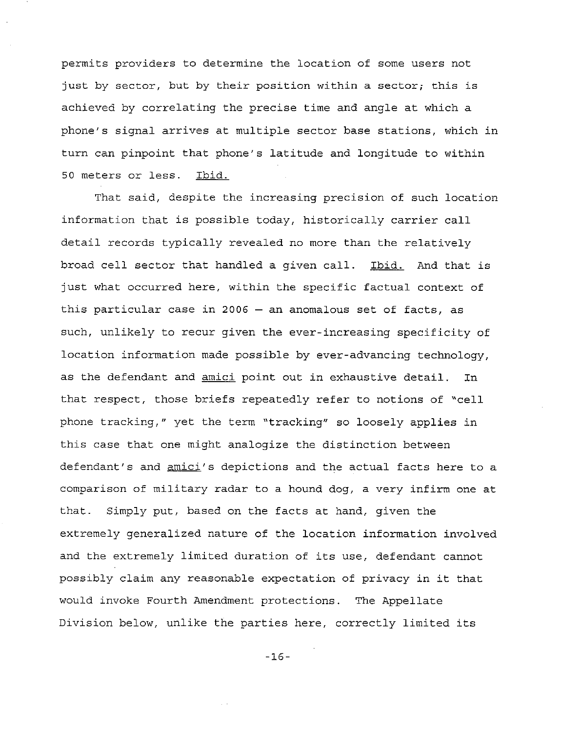permits providers to determine the location of some users not just by sector, but by their position within a sector; this is achieved by correlating the precise time and angle at which a phone's signal arrives at multiple sector base stations, which in turn can pinpoint that phone's latitude and longitude to within 50 meters or less. Ibid.

That said, despite the increasing precision of such location information that is possible today, historically carrier call detail records typically revealed no more than the relatively broad cell sector that handled a given call. Ibid. And that is just what occurred here, within the specific factual context of this particular case in 2006 — an anomalous set of facts, as such, unlikely to recur given the ever-increasing specificity of location information made possible by ever-advancing technology, as the defendant and *amici* point out in exhaustive detail. In that respect, those briefs repeatedly refer to notions of "cell phone tracking," yet the term "tracking" so loosely applies in this case that one might analogize the distinction between defendant's and *amici*'s depictions and the actual facts here to a comparison of military radar to a hound dog, a very infirm one at that. Simply put, based on the facts at hand, given the extremely generalized nature of the location information involved and the extremely limited duration of its use, defendant cannot possibly claim any reasonable expectation of privacy in it that would invoke Fourth Amendment protections. The Appellate Division below, unlike the parties here, correctly limited its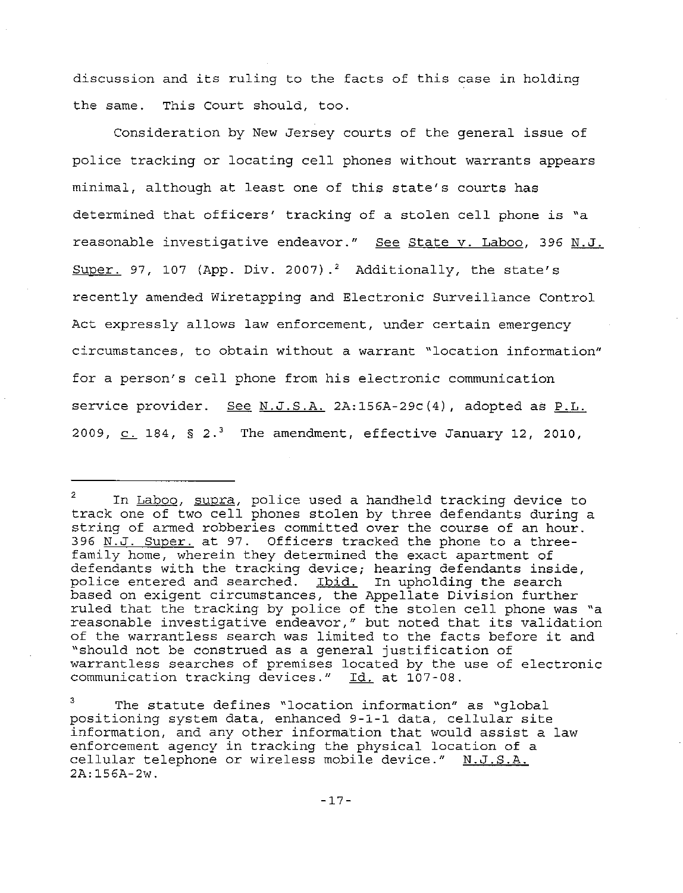discussion and its ruling to the facts of this case in holding the same. This Court should, too.

Consideration by New Jersey courts of the general issue of police tracking or locating cell phones without warrants appears minimal, although at least one of this state's courts has determined that officers' tracking of a stolen cell phone is "a reasonable investigative endeavor." See State v. Laboo, 396 N.J. Super. 97, 107 (App. Div. 2007).[2] Additionally, the state's recently amended Wiretapping and Electronic Surveillance Control Act expressly allows law enforcement, under certain emergency circumstances, to obtain without a warrant "location information" for a person's cell phone from his electronic communication service provider. See N.J.S.A. 2A:156A-29c(4), adopted as P.L. 2009, c. 184, § 2.[3] The amendment, effective January 12, 2010,

---

[2] In Laboo, supra, police used a handheld tracking device to track one of two cell phones stolen by three defendants during a string of armed robberies committed over the course of an hour. 396 N.J. Super. at 97. Officers tracked the phone to a three-family home, wherein they determined the exact apartment of defendants with the tracking device; hearing defendants inside, police entered and searched. Ibid. In upholding the search based on exigent circumstances, the Appellate Division further ruled that the tracking by police of the stolen cell phone was "a reasonable investigative endeavor," but noted that its validation of the warrantless search was limited to the facts before it and "should not be construed as a general justification of warrantless searches of premises located by the use of electronic communication tracking devices." Id. at 107-08.

[3] The statute defines "location information" as "global positioning system data, enhanced 9-1-1 data, cellular site information, and any other information that would assist a law enforcement agency in tracking the physical location of a cellular telephone or wireless mobile device." N.J.S.A. 2A:156A-2w.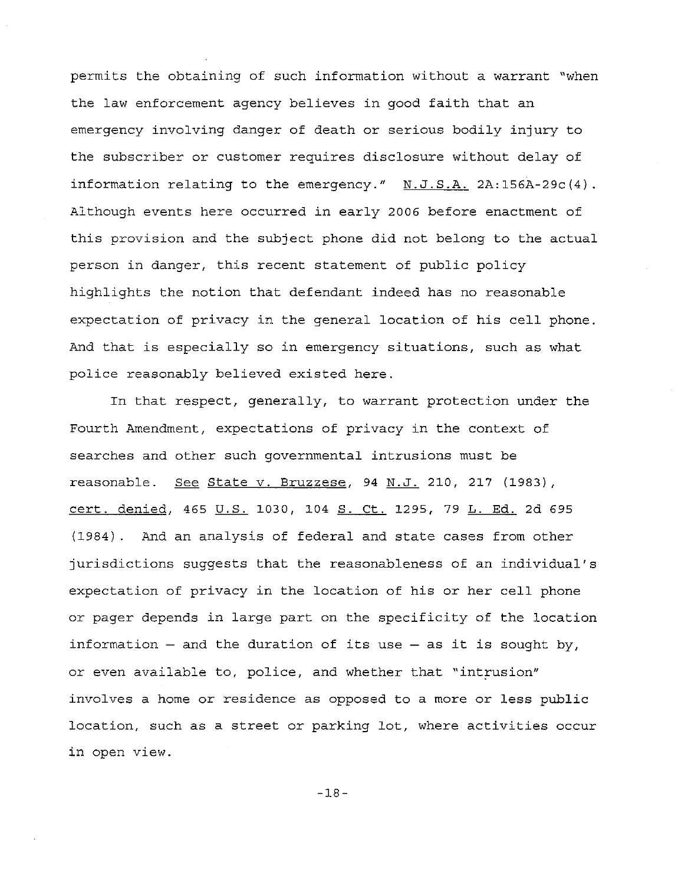permits the obtaining of such information without a warrant "when the law enforcement agency believes in good faith that an emergency involving danger of death or serious bodily injury to the subscriber or customer requires disclosure without delay of information relating to the emergency." N.J.S.A. 2A:156A-29c(4). Although events here occurred in early 2006 before enactment of this provision and the subject phone did not belong to the actual person in danger, this recent statement of public policy highlights the notion that defendant indeed has no reasonable expectation of privacy in the general location of his cell phone. And that is especially so in emergency situations, such as what police reasonably believed existed here.

In that respect, generally, to warrant protection under the Fourth Amendment, expectations of privacy in the context of searches and other such governmental intrusions must be reasonable. See State v. Bruzzese, 94 N.J. 210, 217 (1983), cert. denied, 465 U.S. 1030, 104 S. Ct. 1295, 79 L. Ed. 2d 695 (1984). And an analysis of federal and state cases from other jurisdictions suggests that the reasonableness of an individual's expectation of privacy in the location of his or her cell phone or pager depends in large part on the specificity of the location information — and the duration of its use — as it is sought by, or even available to, police, and whether that "intrusion" involves a home or residence as opposed to a more or less public location, such as a street or parking lot, where activities occur in open view.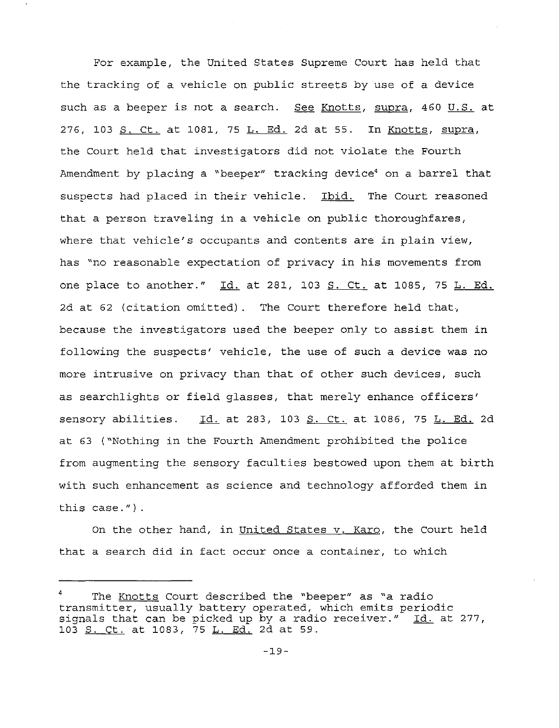For example, the United States Supreme Court has held that the tracking of a vehicle on public streets by use of a device such as a beeper is not a search. See Knotts, supra, 460 U.S. at 276, 103 S. Ct. at 1081, 75 L. Ed. 2d at 55. In Knotts, supra, the Court held that investigators did not violate the Fourth Amendment by placing a "beeper" tracking device[4] on a barrel that suspects had placed in their vehicle. Ibid. The Court reasoned that a person traveling in a vehicle on public thoroughfares, where that vehicle's occupants and contents are in plain view, has "no reasonable expectation of privacy in his movements from one place to another." Id. at 281, 103 S. Ct. at 1085, 75 L. Ed. 2d at 62 (citation omitted). The Court therefore held that, because the investigators used the beeper only to assist them in following the suspects' vehicle, the use of such a device was no more intrusive on privacy than that of other such devices, such as searchlights or field glasses, that merely enhance officers' sensory abilities. Id. at 283, 103 S. Ct. at 1086, 75 L. Ed. 2d at 63 ("Nothing in the Fourth Amendment prohibited the police from augmenting the sensory faculties bestowed upon them at birth with such enhancement as science and technology afforded them in this case.").

On the other hand, in United States v. Karo, the Court held that a search did in fact occur once a container, to which

---

[4] The Knotts Court described the "beeper" as "a radio transmitter, usually battery operated, which emits periodic signals that can be picked up by a radio receiver." Id. at 277, 103 S. Ct. at 1083, 75 L. Ed. 2d at 59.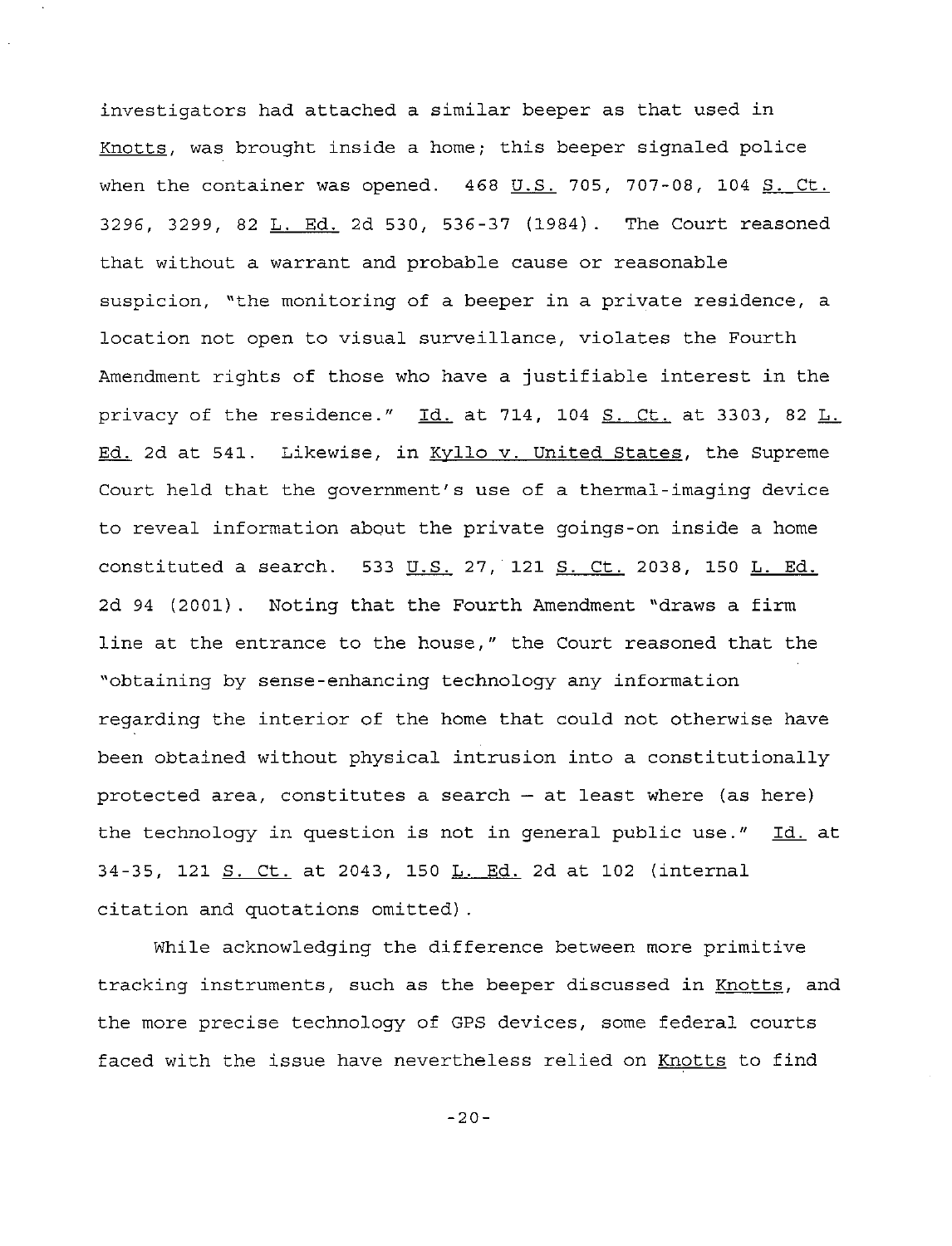investigators had attached a similar beeper as that used in Knotts, was brought inside a home; this beeper signaled police when the container was opened. 468 U.S. 705, 707-08, 104 S. Ct. 3296, 3299, 82 L. Ed. 2d 530, 536-37 (1984). The Court reasoned that without a warrant and probable cause or reasonable suspicion, "the monitoring of a beeper in a private residence, a location not open to visual surveillance, violates the Fourth Amendment rights of those who have a justifiable interest in the privacy of the residence." Id. at 714, 104 S. Ct. at 3303, 82 L. Ed. 2d at 541. Likewise, in Kyllo v. United States, the Supreme Court held that the government's use of a thermal-imaging device to reveal information about the private goings-on inside a home constituted a search. 533 U.S. 27, 121 S. Ct. 2038, 150 L. Ed. 2d 94 (2001). Noting that the Fourth Amendment "draws a firm line at the entrance to the house," the Court reasoned that the "obtaining by sense-enhancing technology any information regarding the interior of the home that could not otherwise have been obtained without physical intrusion into a constitutionally protected area, constitutes a search — at least where (as here) the technology in question is not in general public use." Id. at 34-35, 121 S. Ct. at 2043, 150 L. Ed. 2d at 102 (internal citation and quotations omitted).

While acknowledging the difference between more primitive tracking instruments, such as the beeper discussed in Knotts, and the more precise technology of GPS devices, some federal courts faced with the issue have nevertheless relied on Knotts to find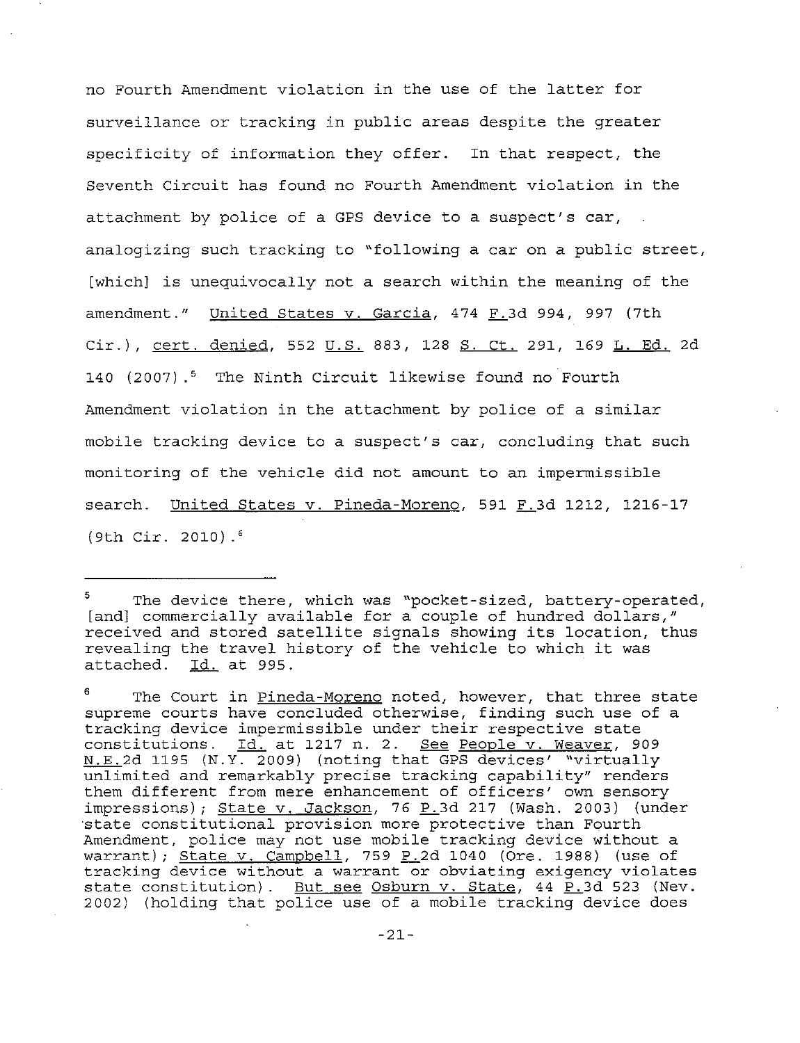no Fourth Amendment violation in the use of the latter for surveillance or tracking in public areas despite the greater specificity of information they offer. In that respect, the Seventh Circuit has found no Fourth Amendment violation in the attachment by police of a GPS device to a suspect's car, analogizing such tracking to "following a car on a public street, [which] is unequivocally not a search within the meaning of the amendment." United States v. Garcia, 474 F.3d 994, 997 (7th Cir.), cert. denied, 552 U.S. 883, 128 S. Ct. 291, 169 L. Ed. 2d 140 (2007).[5] The Ninth Circuit likewise found no Fourth Amendment violation in the attachment by police of a similar mobile tracking device to a suspect's car, concluding that such monitoring of the vehicle did not amount to an impermissible search. United States v. Pineda-Moreno, 591 F.3d 1212, 1216-17 (9th Cir. 2010).[6]

---

[5] The device there, which was "pocket-sized, battery-operated, [and] commercially available for a couple of hundred dollars," received and stored satellite signals showing its location, thus revealing the travel history of the vehicle to which it was attached. Id. at 995.

[6] The Court in Pineda-Moreno noted, however, that three state supreme courts have concluded otherwise, finding such use of a tracking device impermissible under their respective state constitutions. Id. at 1217 n. 2. See People v. Weaver, 909 N.E.2d 1195 (N.Y. 2009) (noting that GPS devices' "virtually unlimited and remarkably precise tracking capability" renders them different from mere enhancement of officers' own sensory impressions); State v. Jackson, 76 P.3d 217 (Wash. 2003) (under state constitutional provision more protective than Fourth Amendment, police may not use mobile tracking device without a warrant); State v. Campbell, 759 P.2d 1040 (Ore. 1988) (use of tracking device without a warrant or obviating exigency violates state constitution). But see Osburn v. State, 44 P.3d 523 (Nev. 2002) (holding that police use of a mobile tracking device does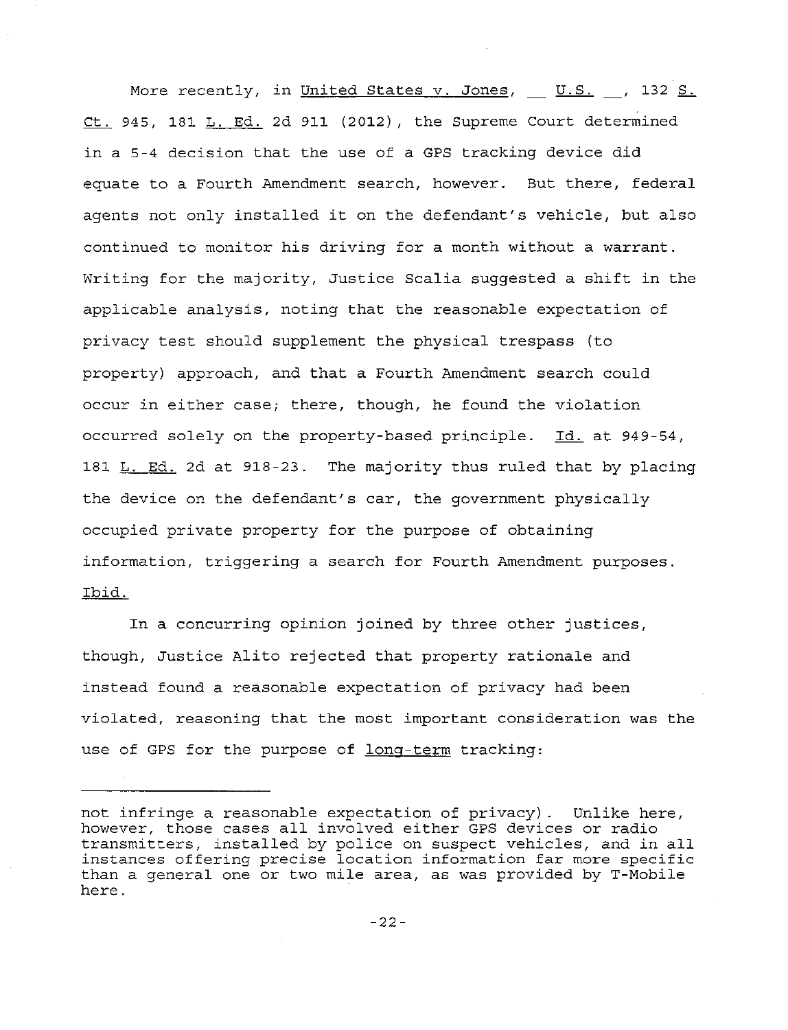More recently, in United States v. Jones, __ U.S. __, 132 S. Ct. 945, 181 L. Ed. 2d 911 (2012), the Supreme Court determined in a 5-4 decision that the use of a GPS tracking device did equate to a Fourth Amendment search, however. But there, federal agents not only installed it on the defendant's vehicle, but also continued to monitor his driving for a month without a warrant. Writing for the majority, Justice Scalia suggested a shift in the applicable analysis, noting that the reasonable expectation of privacy test should supplement the physical trespass (to property) approach, and that a Fourth Amendment search could occur in either case; there, though, he found the violation occurred solely on the property-based principle. Id. at 949-54, 181 L. Ed. 2d at 918-23. The majority thus ruled that by placing the device on the defendant's car, the government physically occupied private property for the purpose of obtaining information, triggering a search for Fourth Amendment purposes. Ibid.

In a concurring opinion joined by three other justices, though, Justice Alito rejected that property rationale and instead found a reasonable expectation of privacy had been violated, reasoning that the most important consideration was the use of GPS for the purpose of long-term tracking:

---

not infringe a reasonable expectation of privacy). Unlike here, however, those cases all involved either GPS devices or radio transmitters, installed by police on suspect vehicles, and in all instances offering precise location information far more specific than a general one or two mile area, as was provided by T-Mobile here.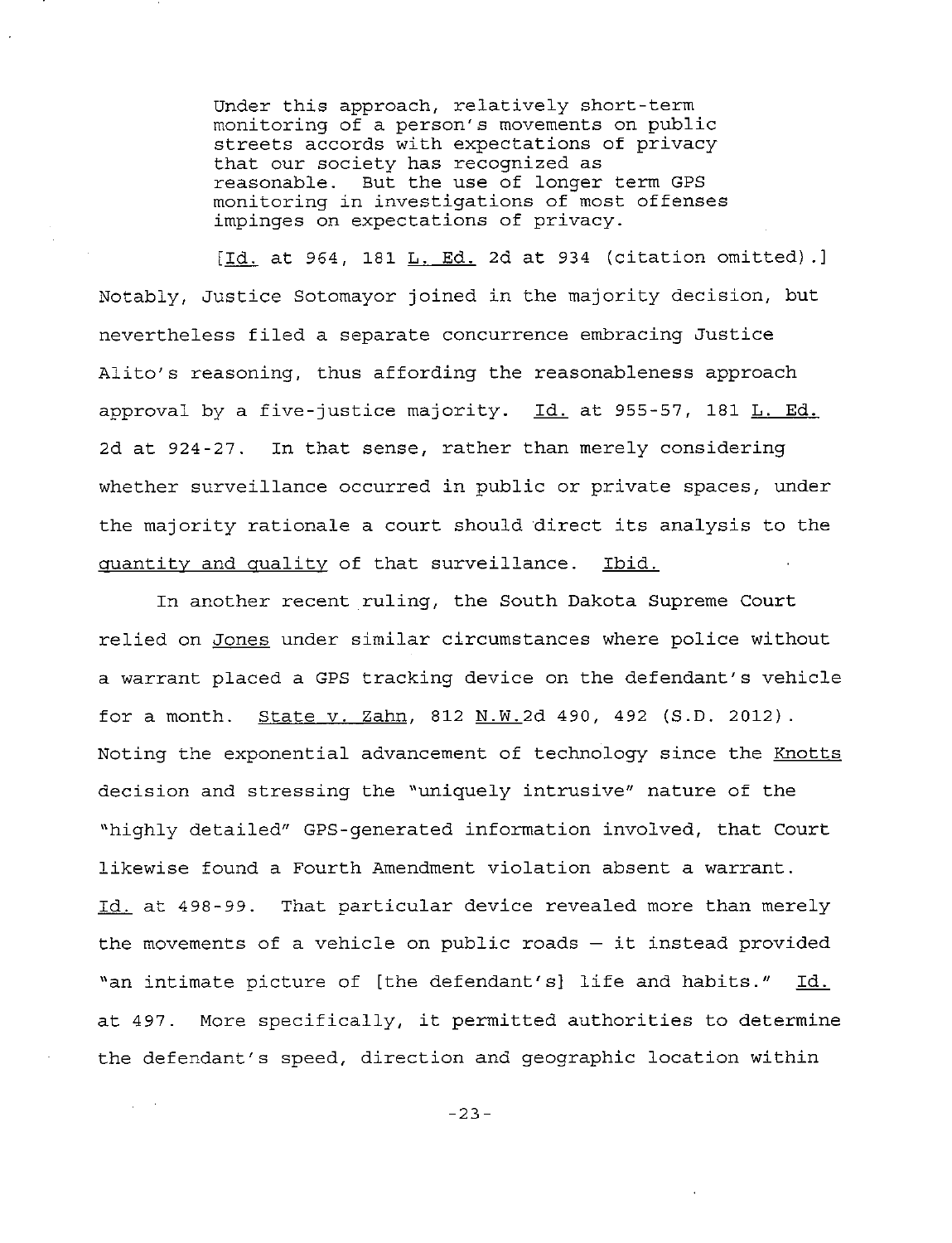> Under this approach, relatively short-term monitoring of a person's movements on public streets accords with expectations of privacy that our society has recognized as reasonable. But the use of longer term GPS monitoring in investigations of most offenses impinges on expectations of privacy.
>
> [Id. at 964, 181 L. Ed. 2d at 934 (citation omitted).]

Notably, Justice Sotomayor joined in the majority decision, but nevertheless filed a separate concurrence embracing Justice Alito's reasoning, thus affording the reasonableness approach approval by a five-justice majority. Id. at 955-57, 181 L. Ed. 2d at 924-27. In that sense, rather than merely considering whether surveillance occurred in public or private spaces, under the majority rationale a court should direct its analysis to the quantity and quality of that surveillance. Ibid.

In another recent ruling, the South Dakota Supreme Court relied on Jones under similar circumstances where police without a warrant placed a GPS tracking device on the defendant's vehicle for a month. State v. Zahn, 812 N.W.2d 490, 492 (S.D. 2012). Noting the exponential advancement of technology since the Knotts decision and stressing the "uniquely intrusive" nature of the "highly detailed" GPS-generated information involved, that Court likewise found a Fourth Amendment violation absent a warrant. Id. at 498-99. That particular device revealed more than merely the movements of a vehicle on public roads — it instead provided "an intimate picture of [the defendant's] life and habits." Id. at 497. More specifically, it permitted authorities to determine the defendant's speed, direction and geographic location within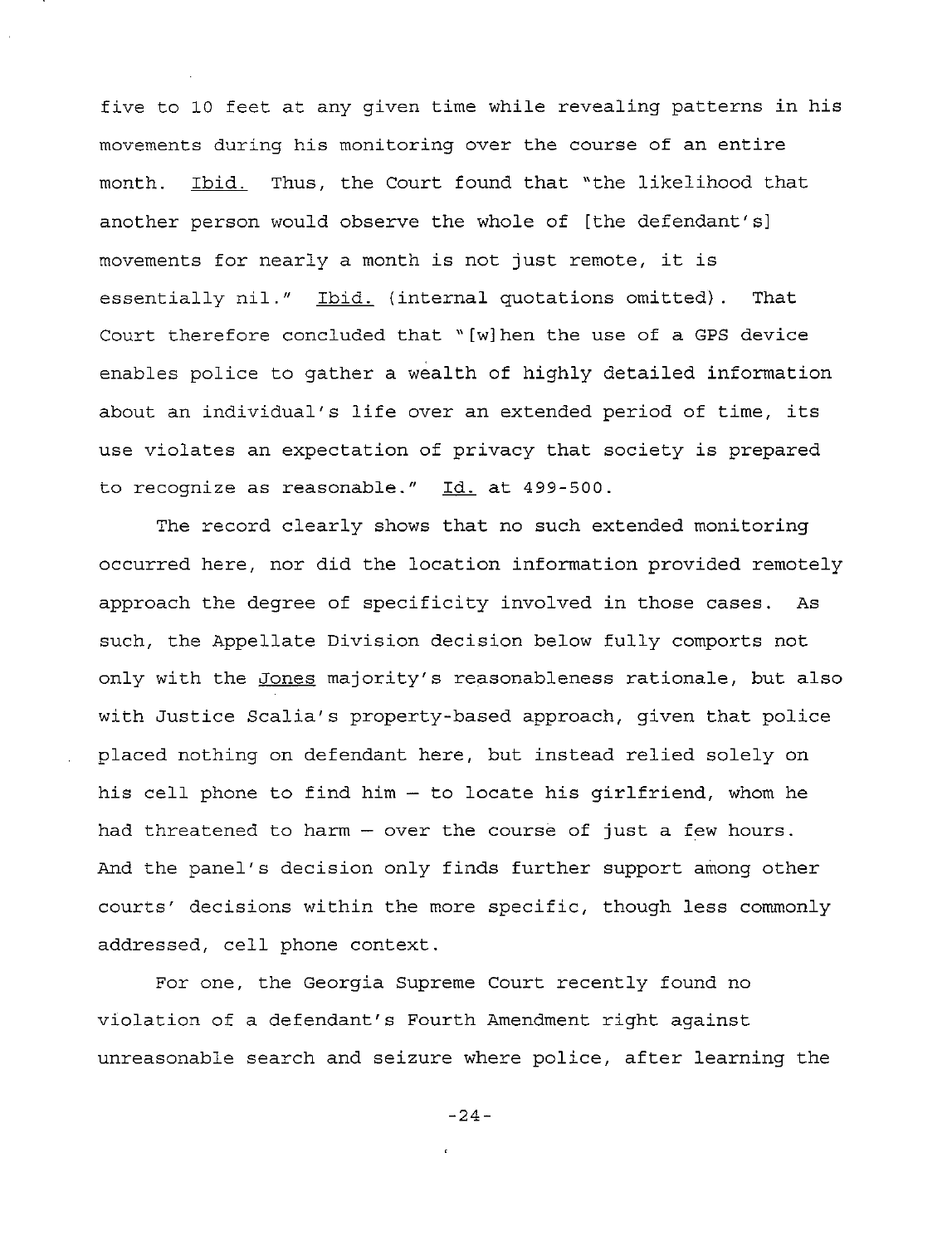five to 10 feet at any given time while revealing patterns in his movements during his monitoring over the course of an entire month. Ibid. Thus, the Court found that "the likelihood that another person would observe the whole of [the defendant's] movements for nearly a month is not just remote, it is essentially nil." Ibid. (internal quotations omitted). That Court therefore concluded that "[w]hen the use of a GPS device enables police to gather a wealth of highly detailed information about an individual's life over an extended period of time, its use violates an expectation of privacy that society is prepared to recognize as reasonable." Id. at 499-500.

The record clearly shows that no such extended monitoring occurred here, nor did the location information provided remotely approach the degree of specificity involved in those cases. As such, the Appellate Division decision below fully comports not only with the Jones majority's reasonableness rationale, but also with Justice Scalia's property-based approach, given that police placed nothing on defendant here, but instead relied solely on his cell phone to find him – to locate his girlfriend, whom he had threatened to harm – over the course of just a few hours. And the panel's decision only finds further support among other courts' decisions within the more specific, though less commonly addressed, cell phone context.

For one, the Georgia Supreme Court recently found no violation of a defendant's Fourth Amendment right against unreasonable search and seizure where police, after learning the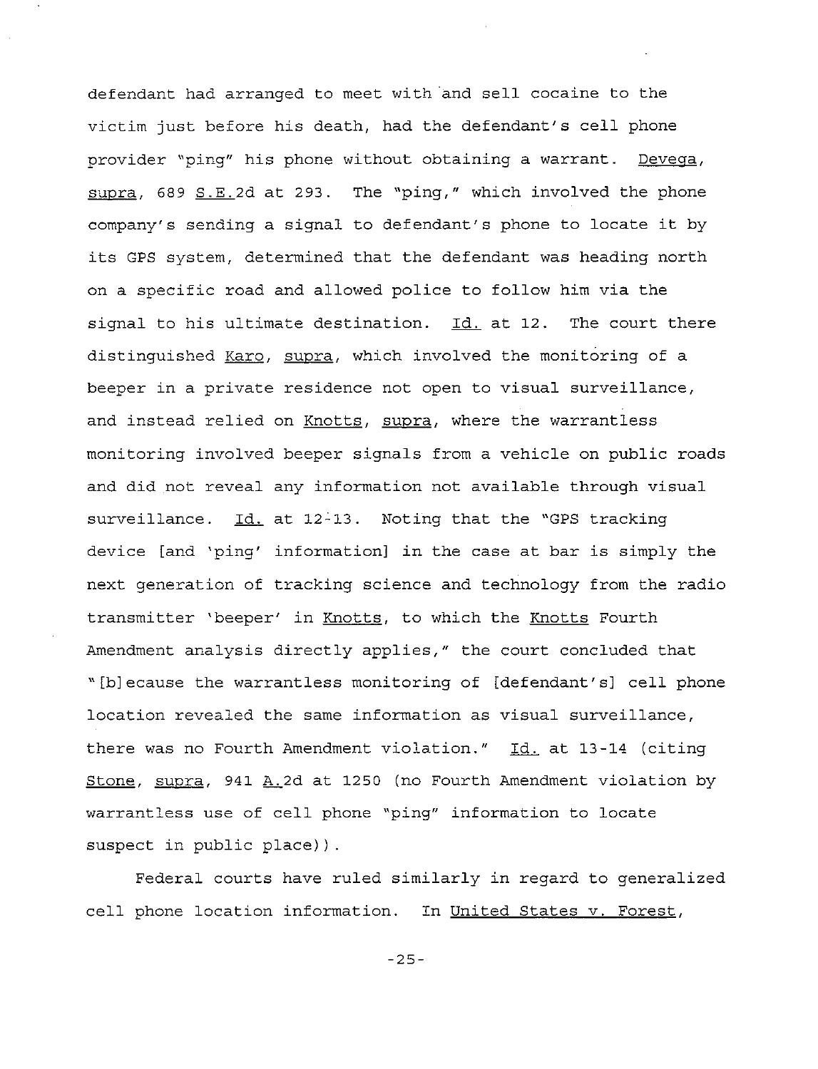defendant had arranged to meet with and sell cocaine to the victim just before his death, had the defendant's cell phone provider "ping" his phone without obtaining a warrant. Devega, supra, 689 S.E.2d at 293. The "ping," which involved the phone company's sending a signal to defendant's phone to locate it by its GPS system, determined that the defendant was heading north on a specific road and allowed police to follow him via the signal to his ultimate destination. Id. at 12. The court there distinguished Karo, supra, which involved the monitoring of a beeper in a private residence not open to visual surveillance, and instead relied on Knotts, supra, where the warrantless monitoring involved beeper signals from a vehicle on public roads and did not reveal any information not available through visual surveillance. Id. at 12-13. Noting that the "GPS tracking device [and 'ping' information] in the case at bar is simply the next generation of tracking science and technology from the radio transmitter 'beeper' in Knotts, to which the Knotts Fourth Amendment analysis directly applies," the court concluded that "[b]ecause the warrantless monitoring of [defendant's] cell phone location revealed the same information as visual surveillance, there was no Fourth Amendment violation." Id. at 13-14 (citing Stone, supra, 941 A.2d at 1250 (no Fourth Amendment violation by warrantless use of cell phone "ping" information to locate suspect in public place)).

Federal courts have ruled similarly in regard to generalized cell phone location information. In United States v. Forest,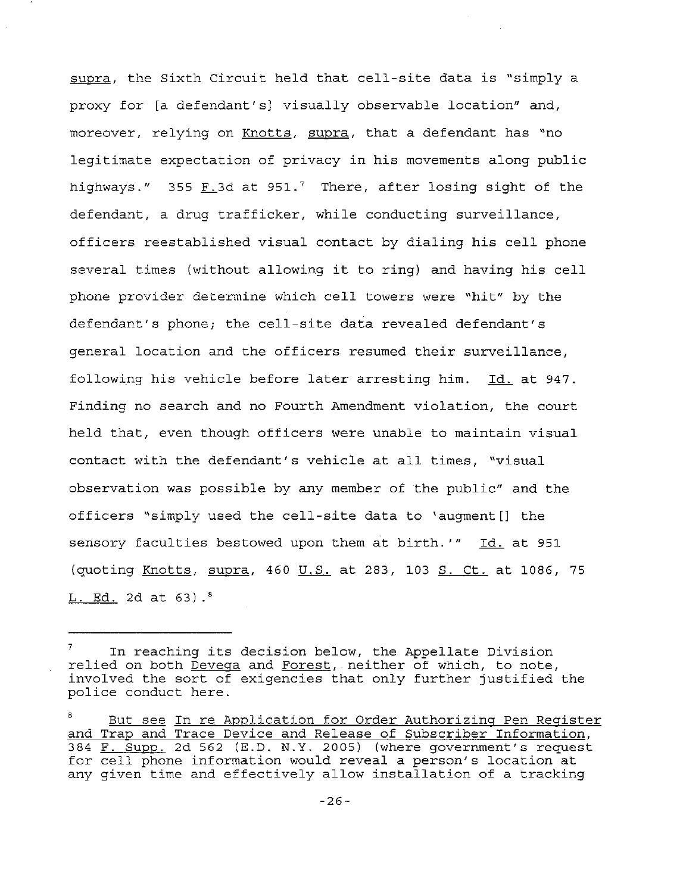supra, the Sixth Circuit held that cell-site data is "simply a proxy for [a defendant's] visually observable location" and, moreover, relying on Knotts, supra, that a defendant has "no legitimate expectation of privacy in his movements along public highways." 355 F.3d at 951.[7] There, after losing sight of the defendant, a drug trafficker, while conducting surveillance, officers reestablished visual contact by dialing his cell phone several times (without allowing it to ring) and having his cell phone provider determine which cell towers were "hit" by the defendant's phone; the cell-site data revealed defendant's general location and the officers resumed their surveillance, following his vehicle before later arresting him. Id. at 947. Finding no search and no Fourth Amendment violation, the court held that, even though officers were unable to maintain visual contact with the defendant's vehicle at all times, "visual observation was possible by any member of the public" and the officers "simply used the cell-site data to 'augment[] the sensory faculties bestowed upon them at birth.'" Id. at 951 (quoting Knotts, supra, 460 U.S. at 283, 103 S. Ct. at 1086, 75 L. Ed. 2d at 63).[8]

---

[7] In reaching its decision below, the Appellate Division relied on both Devega and Forest, neither of which, to note, involved the sort of exigencies that only further justified the police conduct here.

[8] But see In re Application for Order Authorizing Pen Register and Trap and Trace Device and Release of Subscriber Information, 384 F. Supp. 2d 562 (E.D. N.Y. 2005) (where government's request for cell phone information would reveal a person's location at any given time and effectively allow installation of a tracking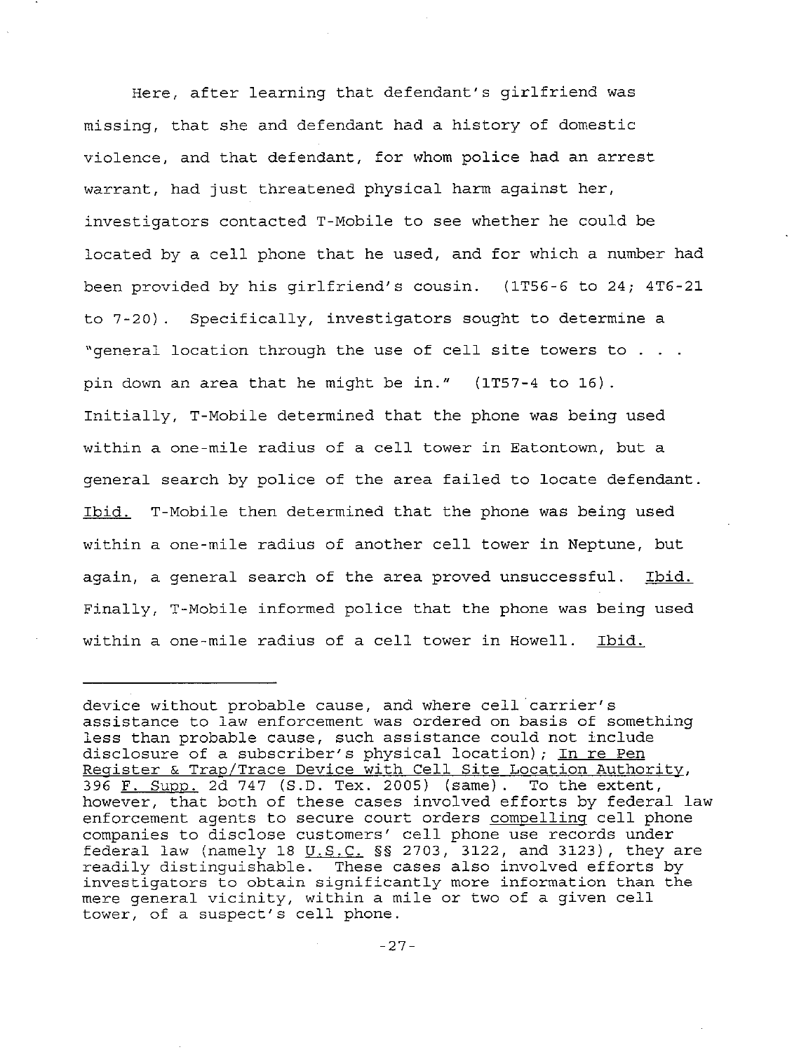Here, after learning that defendant's girlfriend was missing, that she and defendant had a history of domestic violence, and that defendant, for whom police had an arrest warrant, had just threatened physical harm against her, investigators contacted T-Mobile to see whether he could be located by a cell phone that he used, and for which a number had been provided by his girlfriend's cousin. (1T56-6 to 24; 4T6-21 to 7-20). Specifically, investigators sought to determine a "general location through the use of cell site towers to . . . pin down an area that he might be in." (1T57-4 to 16). Initially, T-Mobile determined that the phone was being used within a one-mile radius of a cell tower in Eatontown, but a general search by police of the area failed to locate defendant. Ibid. T-Mobile then determined that the phone was being used within a one-mile radius of another cell tower in Neptune, but again, a general search of the area proved unsuccessful. Ibid. Finally, T-Mobile informed police that the phone was being used within a one-mile radius of a cell tower in Howell. Ibid.

---

device without probable cause, and where cell carrier's assistance to law enforcement was ordered on basis of something less than probable cause, such assistance could not include disclosure of a subscriber's physical location); In re Pen Register & Trap/Trace Device with Cell Site Location Authority, 396 F. Supp. 2d 747 (S.D. Tex. 2005) (same). To the extent, however, that both of these cases involved efforts by federal law enforcement agents to secure court orders compelling cell phone companies to disclose customers' cell phone use records under federal law (namely 18 U.S.C. §§ 2703, 3122, and 3123), they are readily distinguishable. These cases also involved efforts by investigators to obtain significantly more information than the mere general vicinity, within a mile or two of a given cell tower, of a suspect's cell phone.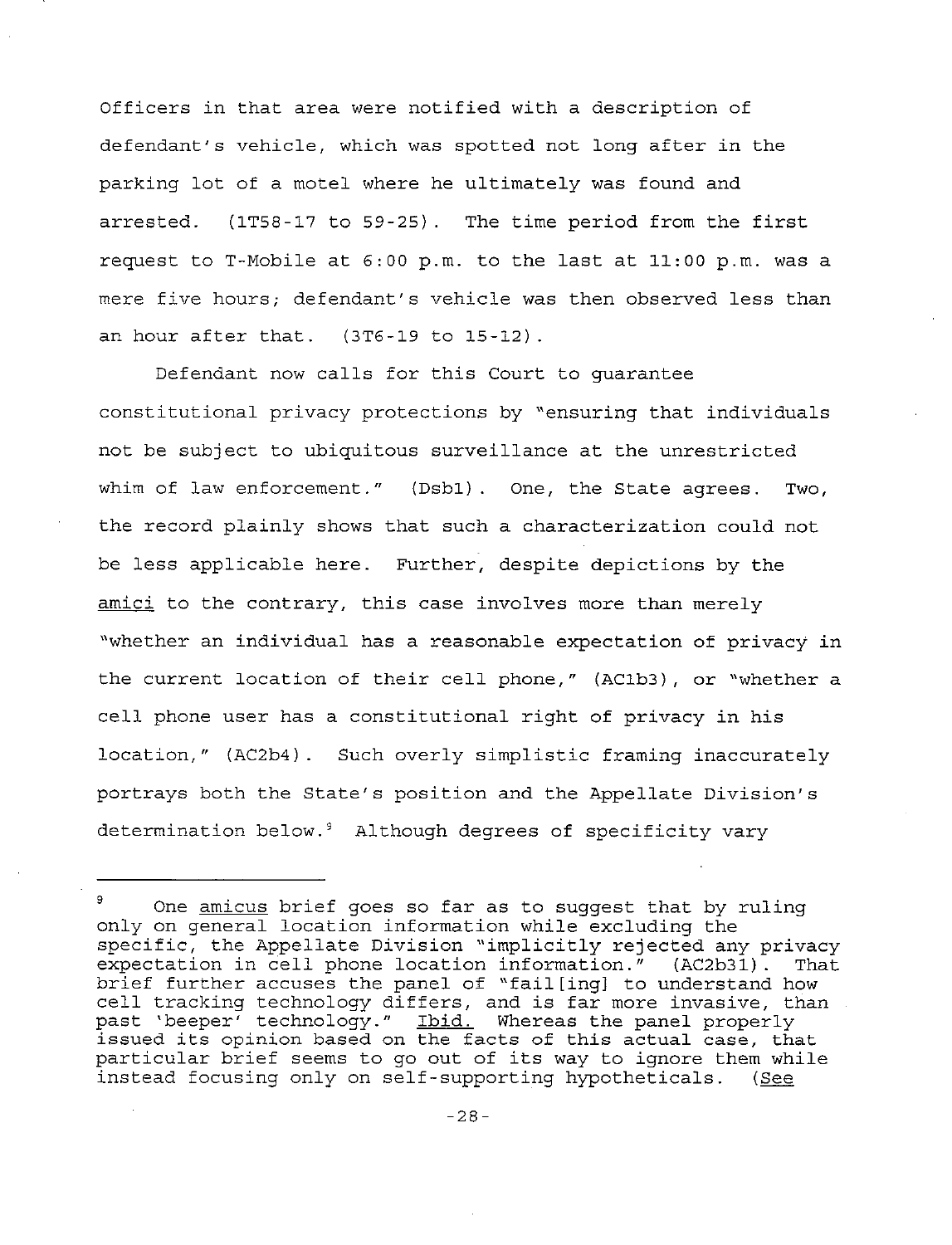Officers in that area were notified with a description of defendant's vehicle, which was spotted not long after in the parking lot of a motel where he ultimately was found and arrested. (1T58-17 to 59-25). The time period from the first request to T-Mobile at 6:00 p.m. to the last at 11:00 p.m. was a mere five hours; defendant's vehicle was then observed less than an hour after that. (3T6-19 to 15-12).

Defendant now calls for this Court to guarantee constitutional privacy protections by "ensuring that individuals not be subject to ubiquitous surveillance at the unrestricted whim of law enforcement." (Dsb1). One, the State agrees. Two, the record plainly shows that such a characterization could not be less applicable here. Further, despite depictions by the amici to the contrary, this case involves more than merely "whether an individual has a reasonable expectation of privacy in the current location of their cell phone," (AC1b3), or "whether a cell phone user has a constitutional right of privacy in his location," (AC2b4). Such overly simplistic framing inaccurately portrays both the State's position and the Appellate Division's determination below.[9] Although degrees of specificity vary

---

[9] One amicus brief goes so far as to suggest that by ruling only on general location information while excluding the specific, the Appellate Division "implicitly rejected any privacy expectation in cell phone location information." (AC2b31). That brief further accuses the panel of "fail[ing] to understand how cell tracking technology differs, and is far more invasive, than past 'beeper' technology." Ibid. Whereas the panel properly issued its opinion based on the facts of this actual case, that particular brief seems to go out of its way to ignore them while instead focusing only on self-supporting hypotheticals. (See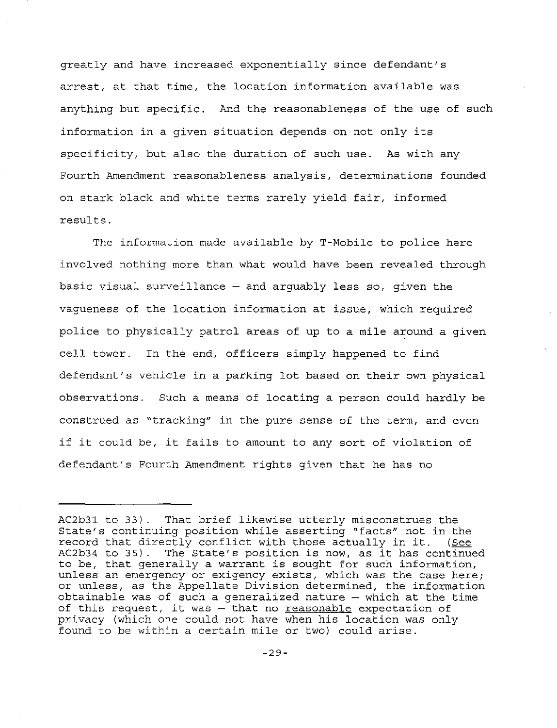greatly and have increased exponentially since defendant's arrest, at that time, the location information available was anything but specific. And the reasonableness of the use of such information in a given situation depends on not only its specificity, but also the duration of such use. As with any Fourth Amendment reasonableness analysis, determinations founded on stark black and white terms rarely yield fair, informed results.

The information made available by T-Mobile to police here involved nothing more than what would have been revealed through basic visual surveillance – and arguably less so, given the vagueness of the location information at issue, which required police to physically patrol areas of up to a mile around a given cell tower. In the end, officers simply happened to find defendant's vehicle in a parking lot based on their own physical observations. Such a means of locating a person could hardly be construed as "tracking" in the pure sense of the term, and even if it could be, it fails to amount to any sort of violation of defendant's Fourth Amendment rights given that he has no

---

AC2b31 to 33). That brief likewise utterly misconstrues the State's continuing position while asserting "facts" not in the record that directly conflict with those actually in it. (See AC2b34 to 35). The State's position is now, as it has continued to be, that generally a warrant is sought for such information, unless an emergency or exigency exists, which was the case here; or unless, as the Appellate Division determined, the information obtainable was of such a generalized nature – which at the time of this request, it was – that no reasonable expectation of privacy (which one could not have when his location was only found to be within a certain mile or two) could arise.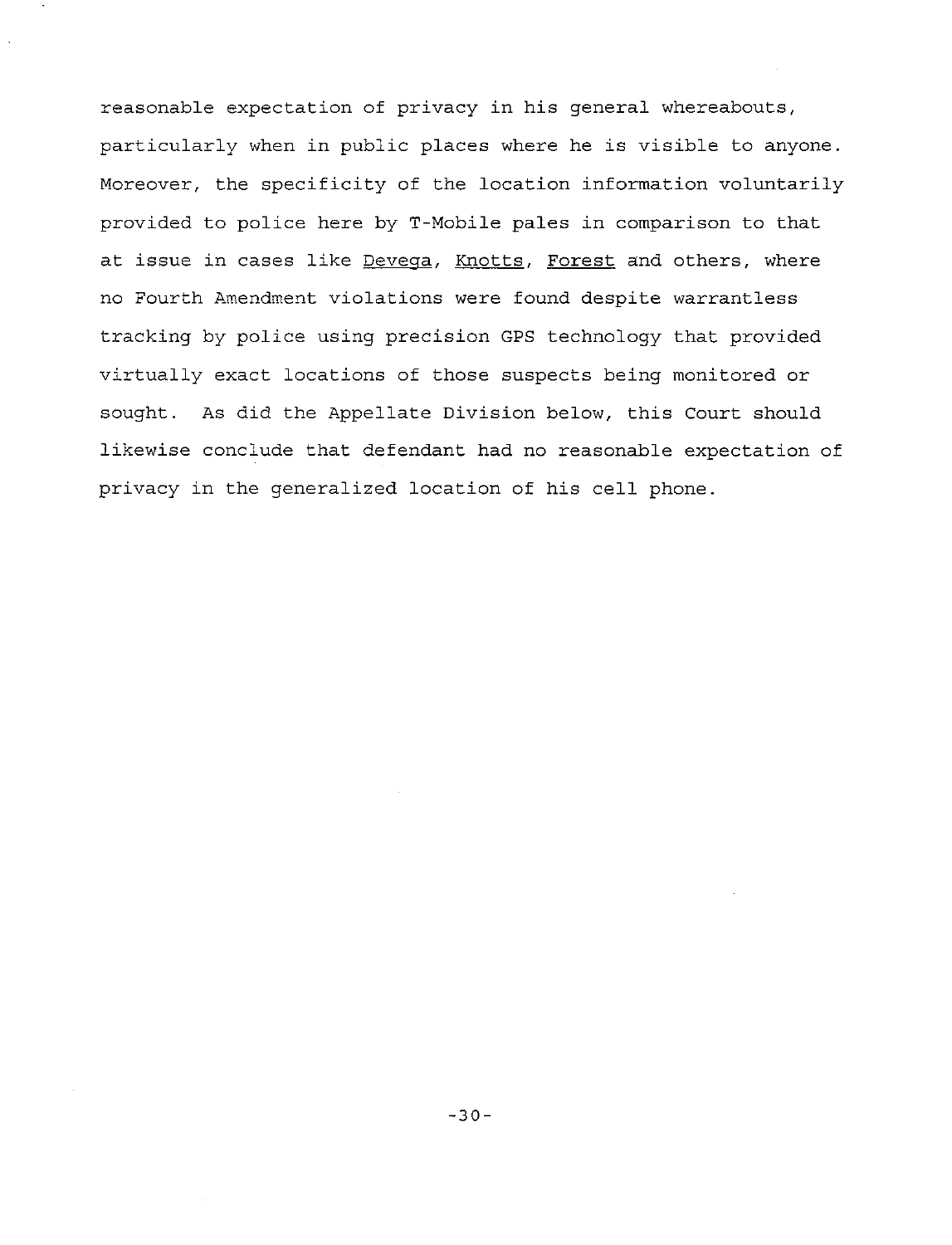reasonable expectation of privacy in his general whereabouts, particularly when in public places where he is visible to anyone. Moreover, the specificity of the location information voluntarily provided to police here by T-Mobile pales in comparison to that at issue in cases like Devega, Knotts, Forest and others, where no Fourth Amendment violations were found despite warrantless tracking by police using precision GPS technology that provided virtually exact locations of those suspects being monitored or sought. As did the Appellate Division below, this Court should likewise conclude that defendant had no reasonable expectation of privacy in the generalized location of his cell phone.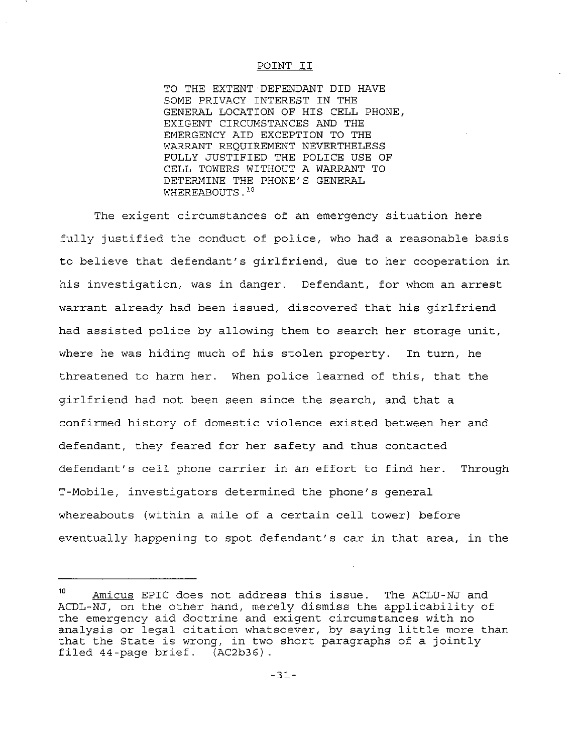## POINT II

**TO THE EXTENT DEFENDANT DID HAVE SOME PRIVACY INTEREST IN THE GENERAL LOCATION OF HIS CELL PHONE, EXIGENT CIRCUMSTANCES AND THE EMERGENCY AID EXCEPTION TO THE WARRANT REQUIREMENT NEVERTHELESS FULLY JUSTIFIED THE POLICE USE OF CELL TOWERS WITHOUT A WARRANT TO DETERMINE THE PHONE'S GENERAL WHEREABOUTS.[10]**

The exigent circumstances of an emergency situation here fully justified the conduct of police, who had a reasonable basis to believe that defendant's girlfriend, due to her cooperation in his investigation, was in danger. Defendant, for whom an arrest warrant already had been issued, discovered that his girlfriend had assisted police by allowing them to search her storage unit, where he was hiding much of his stolen property. In turn, he threatened to harm her. When police learned of this, that the girlfriend had not been seen since the search, and that a confirmed history of domestic violence existed between her and defendant, they feared for her safety and thus contacted defendant's cell phone carrier in an effort to find her. Through T-Mobile, investigators determined the phone's general whereabouts (within a mile of a certain cell tower) before eventually happening to spot defendant's car in that area, in the

---

[10] Amicus EPIC does not address this issue. The ACLU-NJ and ACDL-NJ, on the other hand, merely dismiss the applicability of the emergency aid doctrine and exigent circumstances with no analysis or legal citation whatsoever, by saying little more than that the State is wrong, in two short paragraphs of a jointly filed 44-page brief. (AC2b36).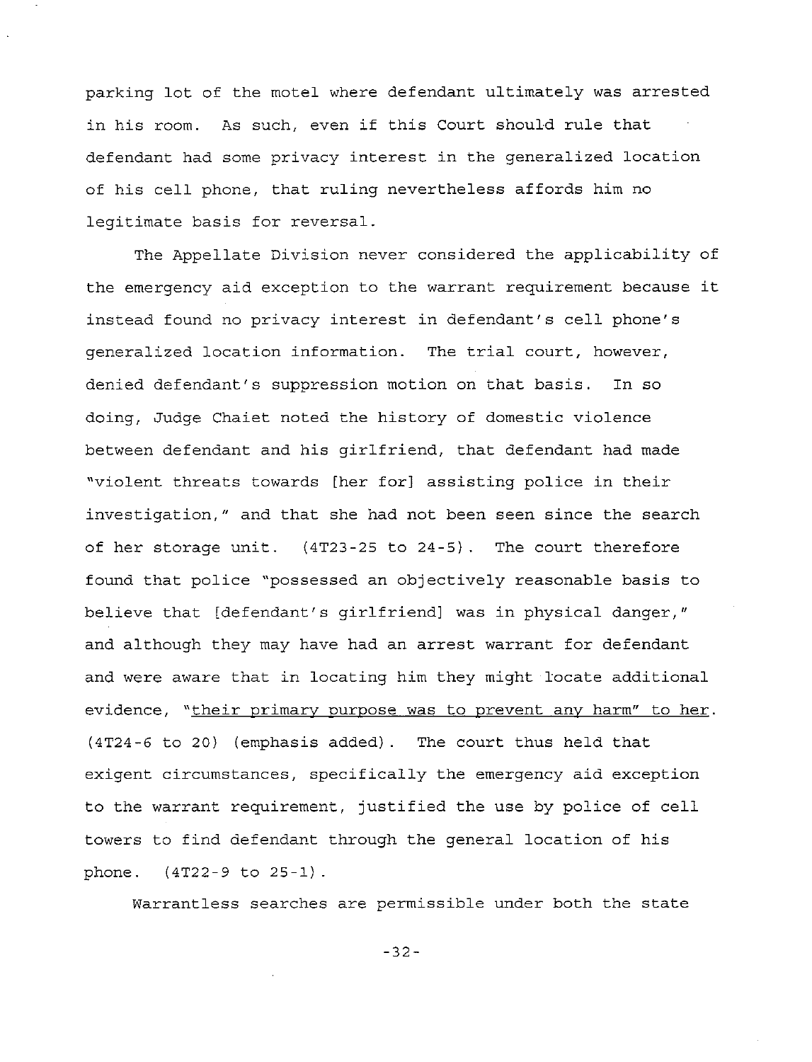parking lot of the motel where defendant ultimately was arrested in his room. As such, even if this Court should rule that defendant had some privacy interest in the generalized location of his cell phone, that ruling nevertheless affords him no legitimate basis for reversal.

The Appellate Division never considered the applicability of the emergency aid exception to the warrant requirement because it instead found no privacy interest in defendant's cell phone's generalized location information. The trial court, however, denied defendant's suppression motion on that basis. In so doing, Judge Chaiet noted the history of domestic violence between defendant and his girlfriend, that defendant had made "violent threats towards [her for] assisting police in their investigation," and that she had not been seen since the search of her storage unit. (4T23-25 to 24-5). The court therefore found that police "possessed an objectively reasonable basis to believe that [defendant's girlfriend] was in physical danger," and although they may have had an arrest warrant for defendant and were aware that in locating him they might locate additional evidence, "<u>their primary purpose was to prevent any harm" to her</u>. (4T24-6 to 20) (emphasis added). The court thus held that exigent circumstances, specifically the emergency aid exception to the warrant requirement, justified the use by police of cell towers to find defendant through the general location of his phone. (4T22-9 to 25-1).

Warrantless searches are permissible under both the state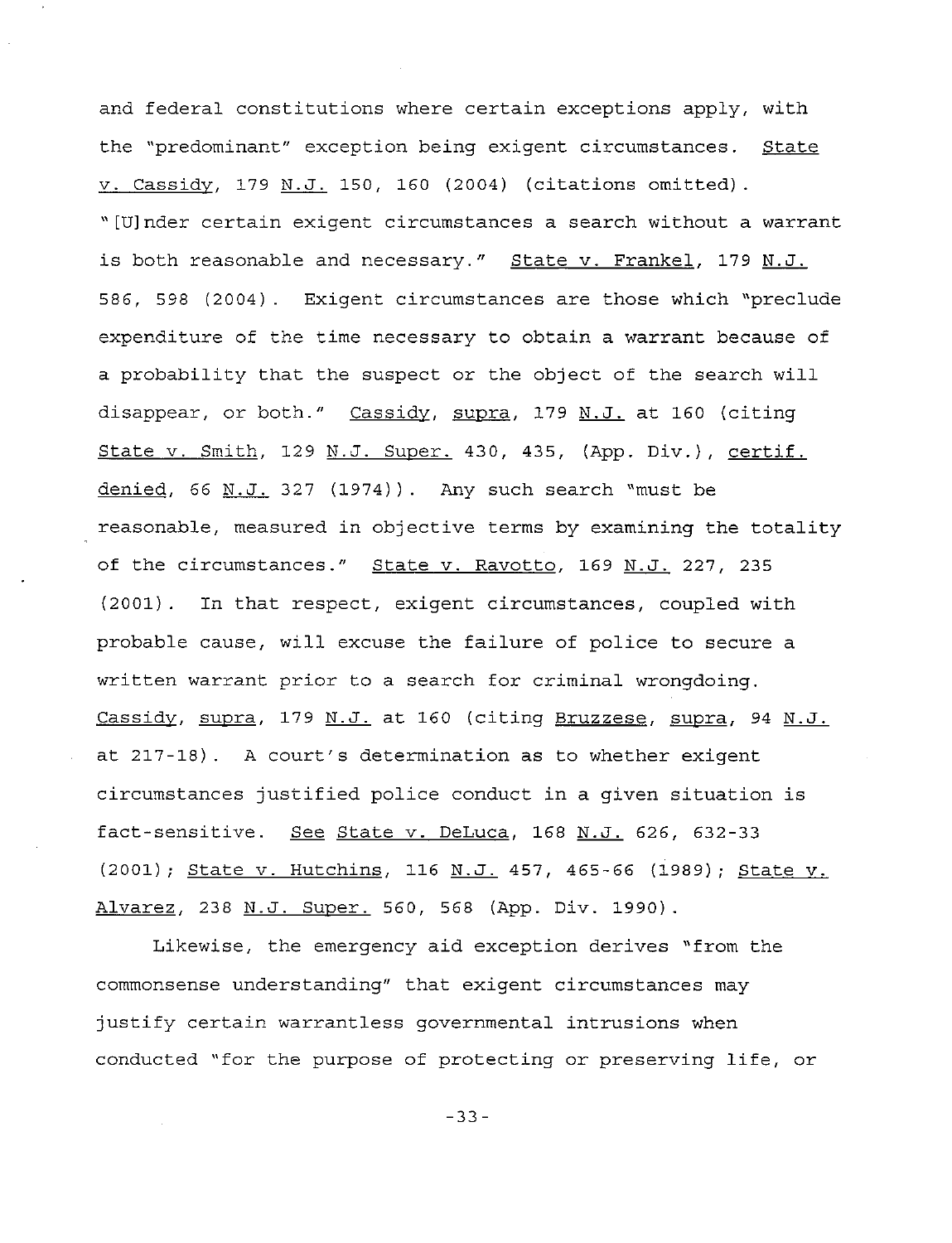and federal constitutions where certain exceptions apply, with the "predominant" exception being exigent circumstances. State v. Cassidy, 179 N.J. 150, 160 (2004) (citations omitted). "[U]nder certain exigent circumstances a search without a warrant is both reasonable and necessary." State v. Frankel, 179 N.J. 586, 598 (2004). Exigent circumstances are those which "preclude expenditure of the time necessary to obtain a warrant because of a probability that the suspect or the object of the search will disappear, or both." Cassidy, supra, 179 N.J. at 160 (citing State v. Smith, 129 N.J. Super. 430, 435, (App. Div.), certif. denied, 66 N.J. 327 (1974)). Any such search "must be reasonable, measured in objective terms by examining the totality of the circumstances." State v. Ravotto, 169 N.J. 227, 235 (2001). In that respect, exigent circumstances, coupled with probable cause, will excuse the failure of police to secure a written warrant prior to a search for criminal wrongdoing. Cassidy, supra, 179 N.J. at 160 (citing Bruzzese, supra, 94 N.J. at 217-18). A court's determination as to whether exigent circumstances justified police conduct in a given situation is fact-sensitive. See State v. DeLuca, 168 N.J. 626, 632-33 (2001); State v. Hutchins, 116 N.J. 457, 465-66 (1989); State v. Alvarez, 238 N.J. Super. 560, 568 (App. Div. 1990).

Likewise, the emergency aid exception derives "from the commonsense understanding" that exigent circumstances may justify certain warrantless governmental intrusions when conducted "for the purpose of protecting or preserving life, or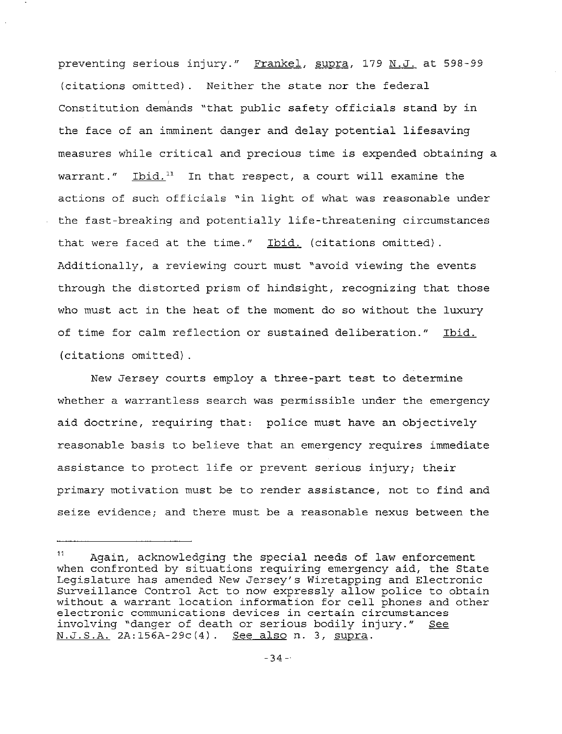preventing serious injury." Frankel, supra, 179 N.J. at 598-99 (citations omitted). Neither the state nor the federal Constitution demands "that public safety officials stand by in the face of an imminent danger and delay potential lifesaving measures while critical and precious time is expended obtaining a warrant." Ibid.[11] In that respect, a court will examine the actions of such officials "in light of what was reasonable under the fast-breaking and potentially life-threatening circumstances that were faced at the time." Ibid. (citations omitted). Additionally, a reviewing court must "avoid viewing the events through the distorted prism of hindsight, recognizing that those who must act in the heat of the moment do so without the luxury of time for calm reflection or sustained deliberation." Ibid. (citations omitted).

New Jersey courts employ a three-part test to determine whether a warrantless search was permissible under the emergency aid doctrine, requiring that: police must have an objectively reasonable basis to believe that an emergency requires immediate assistance to protect life or prevent serious injury; their primary motivation must be to render assistance, not to find and seize evidence; and there must be a reasonable nexus between the

---

[11] Again, acknowledging the special needs of law enforcement when confronted by situations requiring emergency aid, the State Legislature has amended New Jersey's Wiretapping and Electronic Surveillance Control Act to now expressly allow police to obtain without a warrant location information for cell phones and other electronic communications devices in certain circumstances involving "danger of death or serious bodily injury." See N.J.S.A. 2A:156A-29c(4). See also n. 3, supra.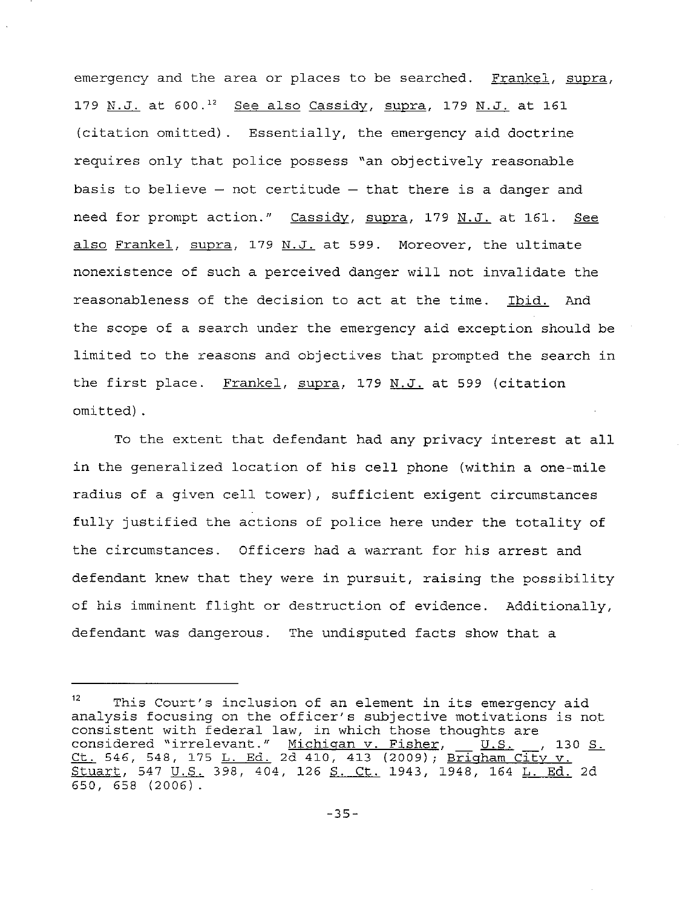emergency and the area or places to be searched. Frankel, supra, 179 N.J. at 600.[12] See also Cassidy, supra, 179 N.J. at 161 (citation omitted). Essentially, the emergency aid doctrine requires only that police possess "an objectively reasonable basis to believe — not certitude — that there is a danger and need for prompt action." Cassidy, supra, 179 N.J. at 161. See also Frankel, supra, 179 N.J. at 599. Moreover, the ultimate nonexistence of such a perceived danger will not invalidate the reasonableness of the decision to act at the time. Ibid. And the scope of a search under the emergency aid exception should be limited to the reasons and objectives that prompted the search in the first place. Frankel, supra, 179 N.J. at 599 (citation omitted).

To the extent that defendant had any privacy interest at all in the generalized location of his cell phone (within a one-mile radius of a given cell tower), sufficient exigent circumstances fully justified the actions of police here under the totality of the circumstances. Officers had a warrant for his arrest and defendant knew that they were in pursuit, raising the possibility of his imminent flight or destruction of evidence. Additionally, defendant was dangerous. The undisputed facts show that a

---

[12] This Court's inclusion of an element in its emergency aid analysis focusing on the officer's subjective motivations is not consistent with federal law, in which those thoughts are considered "irrelevant." Michigan v. Fisher, \_\_ U.S. \_\_, 130 S. Ct. 546, 548, 175 L. Ed. 2d 410, 413 (2009); Brigham City v. Stuart, 547 U.S. 398, 404, 126 S. Ct. 1943, 1948, 164 L. Ed. 2d 650, 658 (2006).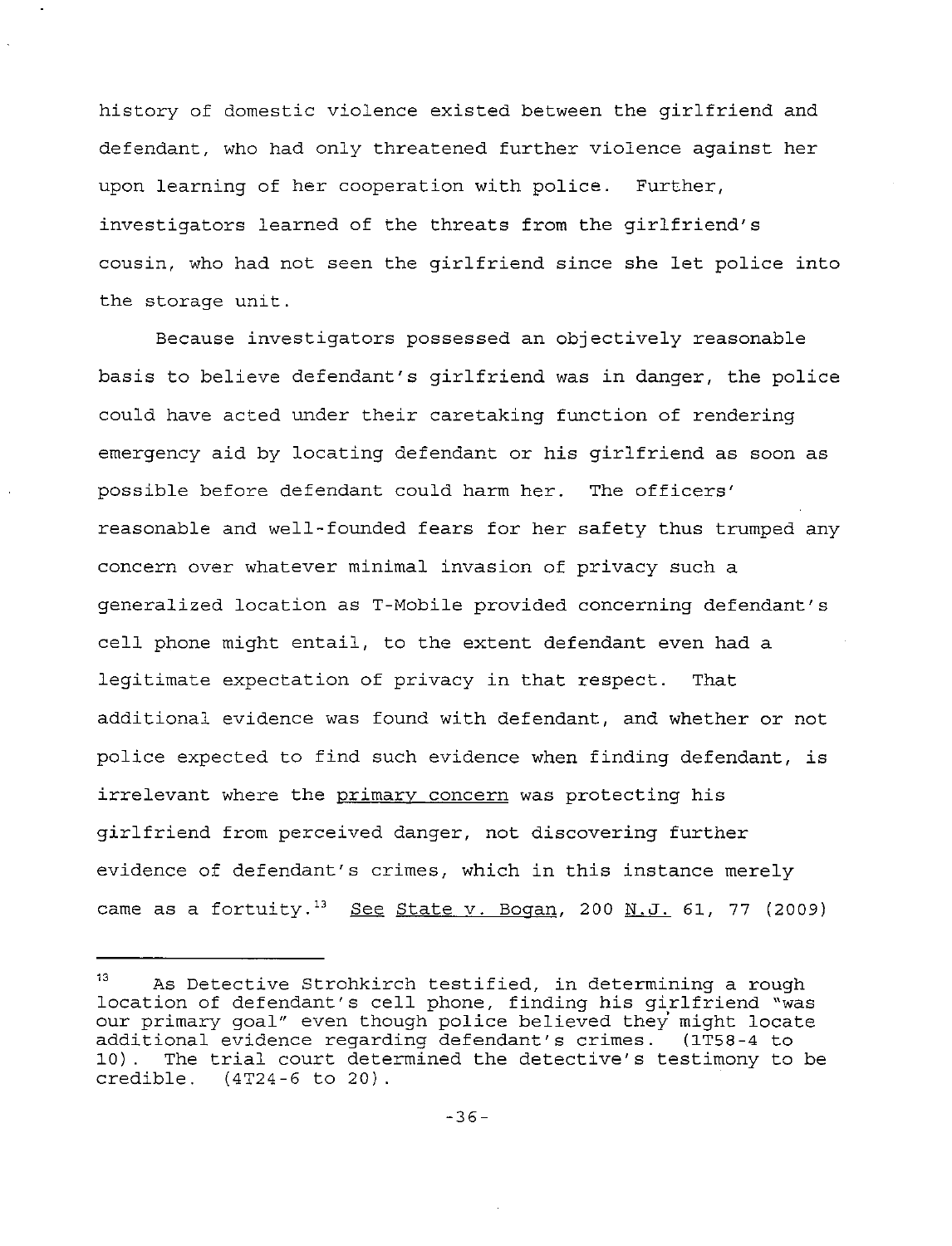history of domestic violence existed between the girlfriend and defendant, who had only threatened further violence against her upon learning of her cooperation with police. Further, investigators learned of the threats from the girlfriend's cousin, who had not seen the girlfriend since she let police into the storage unit.

Because investigators possessed an objectively reasonable basis to believe defendant's girlfriend was in danger, the police could have acted under their caretaking function of rendering emergency aid by locating defendant or his girlfriend as soon as possible before defendant could harm her. The officers' reasonable and well-founded fears for her safety thus trumped any concern over whatever minimal invasion of privacy such a generalized location as T-Mobile provided concerning defendant's cell phone might entail, to the extent defendant even had a legitimate expectation of privacy in that respect. That additional evidence was found with defendant, and whether or not police expected to find such evidence when finding defendant, is irrelevant where the primary concern was protecting his girlfriend from perceived danger, not discovering further evidence of defendant's crimes, which in this instance merely came as a fortuity.[13] See State v. Bogan, 200 N.J. 61, 77 (2009)

---

[13] As Detective Strohkirch testified, in determining a rough location of defendant's cell phone, finding his girlfriend "was our primary goal" even though police believed they might locate additional evidence regarding defendant's crimes. (1T58-4 to 10). The trial court determined the detective's testimony to be credible. (4T24-6 to 20).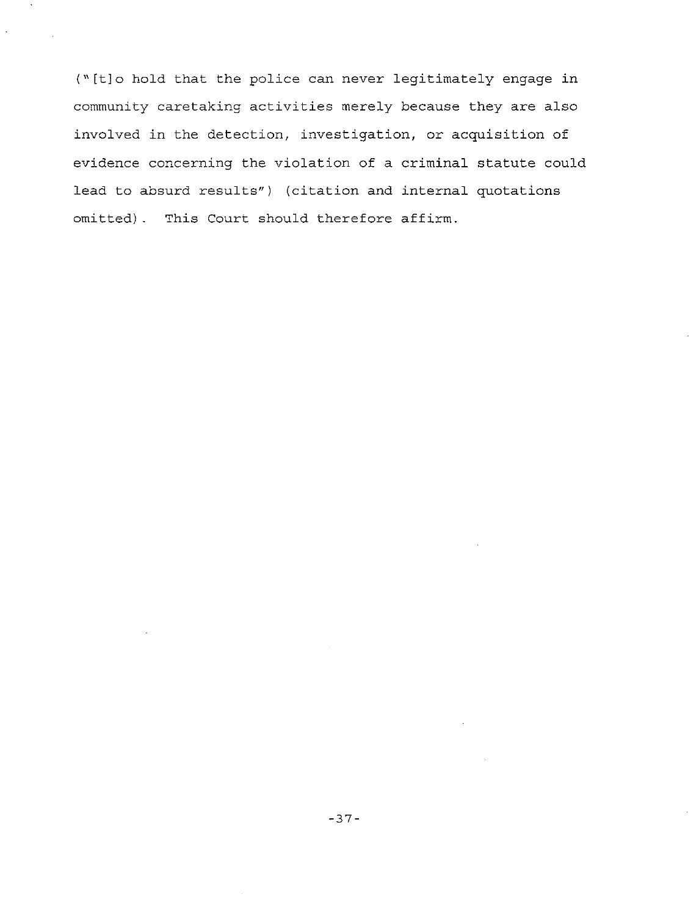("[t]o hold that the police can never legitimately engage in community caretaking activities merely because they are also involved in the detection, investigation, or acquisition of evidence concerning the violation of a criminal statute could lead to absurd results") (citation and internal quotations omitted). This Court should therefore affirm.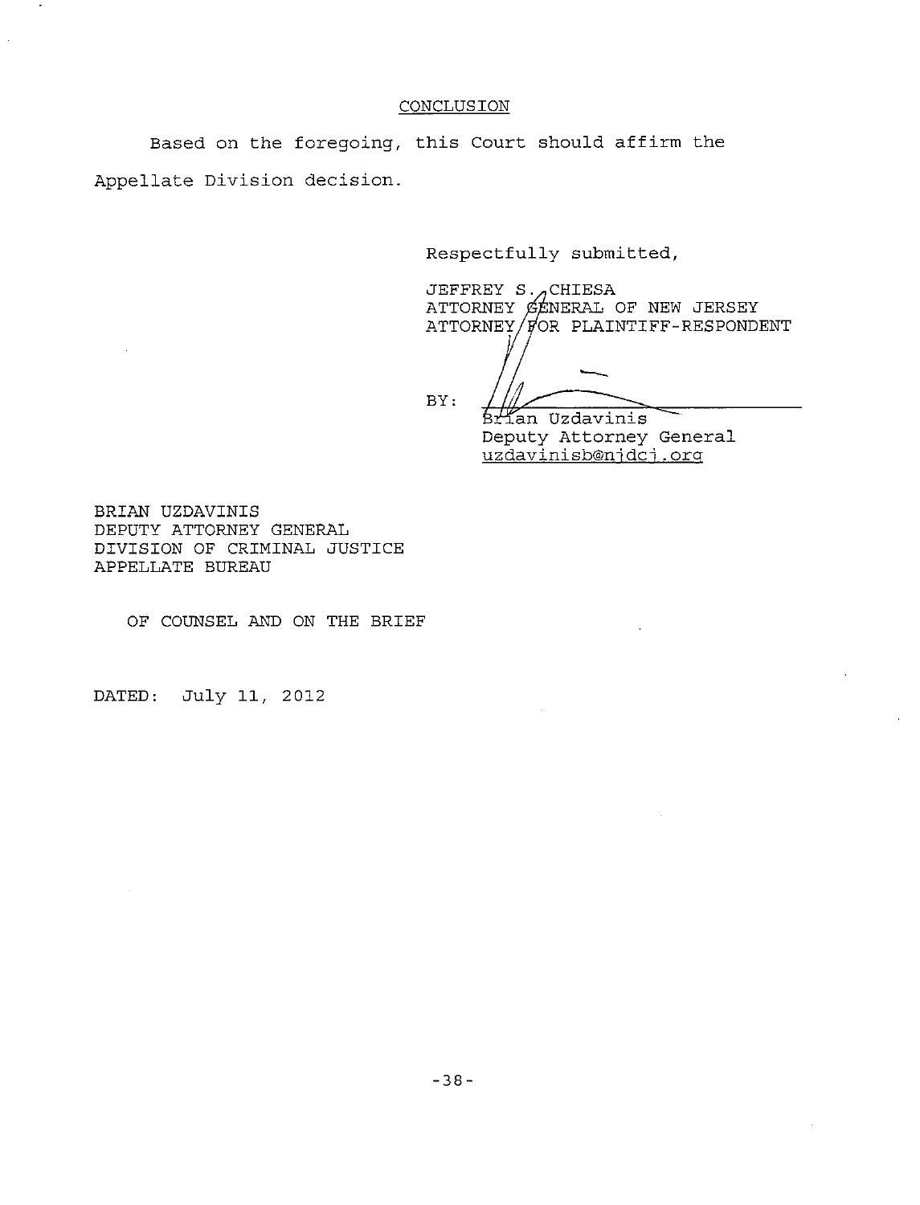## CONCLUSION

Based on the foregoing, this Court should affirm the Appellate Division decision.

Respectfully submitted,

JEFFREY S. CHIESA
ATTORNEY GENERAL OF NEW JERSEY
ATTORNEY FOR PLAINTIFF-RESPONDENT

BY: ______________________
Brian Uzdavinis
Deputy Attorney General
uzdavinisb@njdcj.org

BRIAN UZDAVINIS
DEPUTY ATTORNEY GENERAL
DIVISION OF CRIMINAL JUSTICE
APPELLATE BUREAU

OF COUNSEL AND ON THE BRIEF

DATED: July 11, 2012